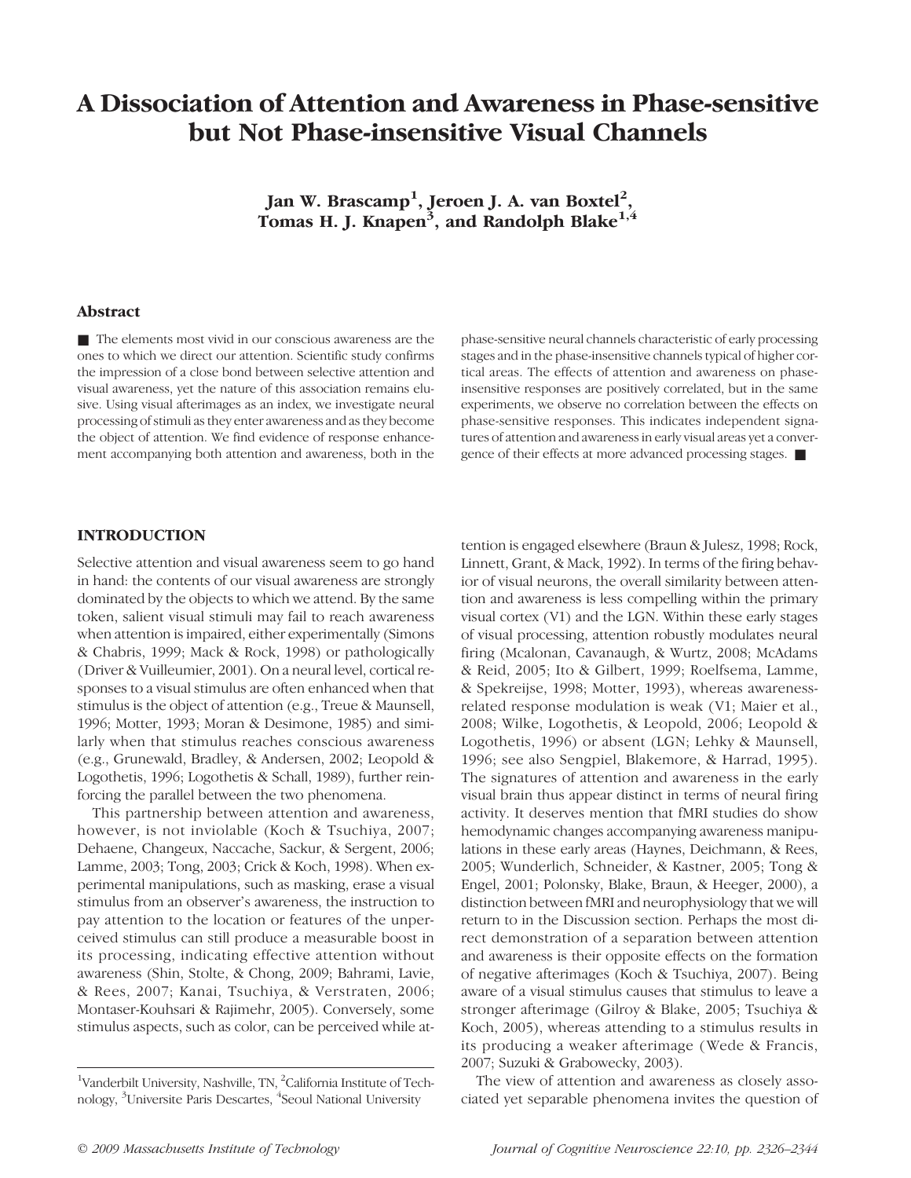# A Dissociation of Attention and Awareness in Phase-sensitive but Not Phase-insensitive Visual Channels

**Jan W. Brascamp[1], Jeroen J. A. van Boxtel[2], Tomas H. J. Knapen[3], and Randolph Blake[1,4]**

## Abstract

■ The elements most vivid in our conscious awareness are the ones to which we direct our attention. Scientific study confirms the impression of a close bond between selective attention and visual awareness, yet the nature of this association remains elusive. Using visual afterimages as an index, we investigate neural processing of stimuli as they enter awareness and as they become the object of attention. We find evidence of response enhancement accompanying both attention and awareness, both in the phase-sensitive neural channels characteristic of early processing stages and in the phase-insensitive channels typical of higher cortical areas. The effects of attention and awareness on phase-insensitive responses are positively correlated, but in the same experiments, we observe no correlation between the effects on phase-sensitive responses. This indicates independent signatures of attention and awareness in early visual areas yet a convergence of their effects at more advanced processing stages. ■

## INTRODUCTION

Selective attention and visual awareness seem to go hand in hand: the contents of our visual awareness are strongly dominated by the objects to which we attend. By the same token, salient visual stimuli may fail to reach awareness when attention is impaired, either experimentally (Simons & Chabris, 1999; Mack & Rock, 1998) or pathologically (Driver & Vuilleumier, 2001). On a neural level, cortical responses to a visual stimulus are often enhanced when that stimulus is the object of attention (e.g., Treue & Maunsell, 1996; Motter, 1993; Moran & Desimone, 1985) and similarly when that stimulus reaches conscious awareness (e.g., Grunewald, Bradley, & Andersen, 2002; Leopold & Logothetis, 1996; Logothetis & Schall, 1989), further reinforcing the parallel between the two phenomena.

This partnership between attention and awareness, however, is not inviolable (Koch & Tsuchiya, 2007; Dehaene, Changeux, Naccache, Sackur, & Sergent, 2006; Lamme, 2003; Tong, 2003; Crick & Koch, 1998). When experimental manipulations, such as masking, erase a visual stimulus from an observer's awareness, the instruction to pay attention to the location or features of the unperceived stimulus can still produce a measurable boost in its processing, indicating effective attention without awareness (Shin, Stolte, & Chong, 2009; Bahrami, Lavie, & Rees, 2007; Kanai, Tsuchiya, & Verstraten, 2006; Montaser-Kouhsari & Rajimehr, 2005). Conversely, some stimulus aspects, such as color, can be perceived while attention is engaged elsewhere (Braun & Julesz, 1998; Rock, Linnett, Grant, & Mack, 1992). In terms of the firing behavior of visual neurons, the overall similarity between attention and awareness is less compelling within the primary visual cortex (V1) and the LGN. Within these early stages of visual processing, attention robustly modulates neural firing (Mcalonan, Cavanaugh, & Wurtz, 2008; McAdams & Reid, 2005; Ito & Gilbert, 1999; Roelfsema, Lamme, & Spekreijse, 1998; Motter, 1993), whereas awareness-related response modulation is weak (V1; Maier et al., 2008; Wilke, Logothetis, & Leopold, 2006; Leopold & Logothetis, 1996) or absent (LGN; Lehky & Maunsell, 1996; see also Sengpiel, Blakemore, & Harrad, 1995). The signatures of attention and awareness in the early visual brain thus appear distinct in terms of neural firing activity. It deserves mention that fMRI studies do show hemodynamic changes accompanying awareness manipulations in these early areas (Haynes, Deichmann, & Rees, 2005; Wunderlich, Schneider, & Kastner, 2005; Tong & Engel, 2001; Polonsky, Blake, Braun, & Heeger, 2000), a distinction between fMRI and neurophysiology that we will return to in the Discussion section. Perhaps the most direct demonstration of a separation between attention and awareness is their opposite effects on the formation of negative afterimages (Koch & Tsuchiya, 2007). Being aware of a visual stimulus causes that stimulus to leave a stronger afterimage (Gilroy & Blake, 2005; Tsuchiya & Koch, 2005), whereas attending to a stimulus results in its producing a weaker afterimage (Wede & Francis, 2007; Suzuki & Grabowecky, 2003).

The view of attention and awareness as closely associated yet separable phenomena invites the question of

[1]Vanderbilt University, Nashville, TN, [2]California Institute of Technology, [3]Universite Paris Descartes, [4]Seoul National University

© 2009 Massachusetts Institute of Technology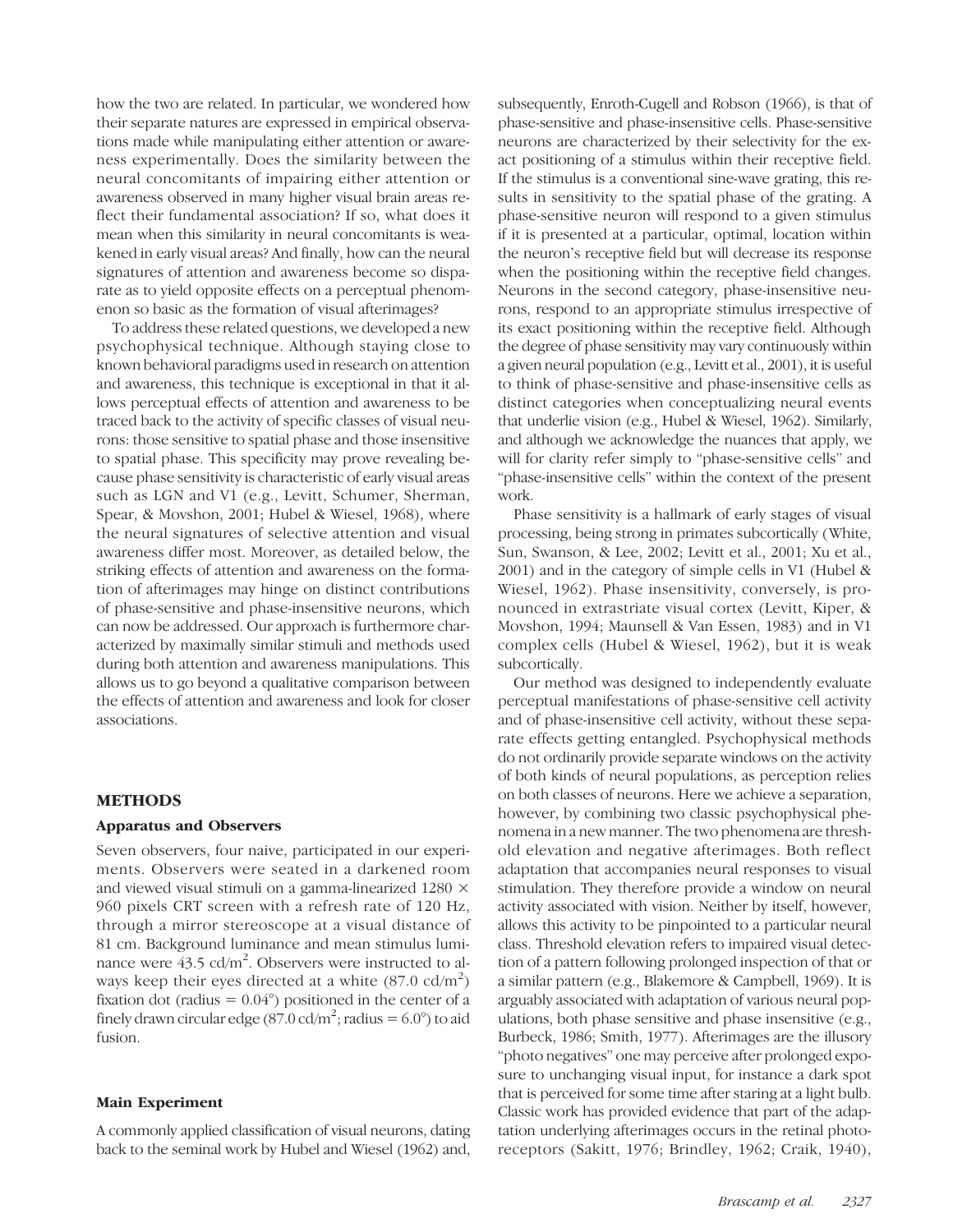how the two are related. In particular, we wondered how their separate natures are expressed in empirical observations made while manipulating either attention or awareness experimentally. Does the similarity between the neural concomitants of impairing either attention or awareness observed in many higher visual brain areas reflect their fundamental association? If so, what does it mean when this similarity in neural concomitants is weakened in early visual areas? And finally, how can the neural signatures of attention and awareness become so disparate as to yield opposite effects on a perceptual phenomenon so basic as the formation of visual afterimages?

To address these related questions, we developed a new psychophysical technique. Although staying close to known behavioral paradigms used in research on attention and awareness, this technique is exceptional in that it allows perceptual effects of attention and awareness to be traced back to the activity of specific classes of visual neurons: those sensitive to spatial phase and those insensitive to spatial phase. This specificity may prove revealing because phase sensitivity is characteristic of early visual areas such as LGN and V1 (e.g., Levitt, Schumer, Sherman, Spear, & Movshon, 2001; Hubel & Wiesel, 1968), where the neural signatures of selective attention and visual awareness differ most. Moreover, as detailed below, the striking effects of attention and awareness on the formation of afterimages may hinge on distinct contributions of phase-sensitive and phase-insensitive neurons, which can now be addressed. Our approach is furthermore characterized by maximally similar stimuli and methods used during both attention and awareness manipulations. This allows us to go beyond a qualitative comparison between the effects of attention and awareness and look for closer associations.

## METHODS

### Apparatus and Observers

Seven observers, four naive, participated in our experiments. Observers were seated in a darkened room and viewed visual stimuli on a gamma-linearized 1280 × 960 pixels CRT screen with a refresh rate of 120 Hz, through a mirror stereoscope at a visual distance of 81 cm. Background luminance and mean stimulus luminance were 43.5 cd/m$^2$. Observers were instructed to always keep their eyes directed at a white (87.0 cd/m$^2$) fixation dot (radius = 0.04°) positioned in the center of a finely drawn circular edge (87.0 cd/m$^2$; radius = 6.0°) to aid fusion.

### Main Experiment

A commonly applied classification of visual neurons, dating back to the seminal work by Hubel and Wiesel (1962) and, subsequently, Enroth-Cugell and Robson (1966), is that of phase-sensitive and phase-insensitive cells. Phase-sensitive neurons are characterized by their selectivity for the exact positioning of a stimulus within their receptive field. If the stimulus is a conventional sine-wave grating, this results in sensitivity to the spatial phase of the grating. A phase-sensitive neuron will respond to a given stimulus if it is presented at a particular, optimal, location within the neuron's receptive field but will decrease its response when the positioning within the receptive field changes. Neurons in the second category, phase-insensitive neurons, respond to an appropriate stimulus irrespective of its exact positioning within the receptive field. Although the degree of phase sensitivity may vary continuously within a given neural population (e.g., Levitt et al., 2001), it is useful to think of phase-sensitive and phase-insensitive cells as distinct categories when conceptualizing neural events that underlie vision (e.g., Hubel & Wiesel, 1962). Similarly, and although we acknowledge the nuances that apply, we will for clarity refer simply to "phase-sensitive cells" and "phase-insensitive cells" within the context of the present work.

Phase sensitivity is a hallmark of early stages of visual processing, being strong in primates subcortically (White, Sun, Swanson, & Lee, 2002; Levitt et al., 2001; Xu et al., 2001) and in the category of simple cells in V1 (Hubel & Wiesel, 1962). Phase insensitivity, conversely, is pronounced in extrastriate visual cortex (Levitt, Kiper, & Movshon, 1994; Maunsell & Van Essen, 1983) and in V1 complex cells (Hubel & Wiesel, 1962), but it is weak subcortically.

Our method was designed to independently evaluate perceptual manifestations of phase-sensitive cell activity and of phase-insensitive cell activity, without these separate effects getting entangled. Psychophysical methods do not ordinarily provide separate windows on the activity of both kinds of neural populations, as perception relies on both classes of neurons. Here we achieve a separation, however, by combining two classic psychophysical phenomena in a new manner. The two phenomena are threshold elevation and negative afterimages. Both reflect adaptation that accompanies neural responses to visual stimulation. They therefore provide a window on neural activity associated with vision. Neither by itself, however, allows this activity to be pinpointed to a particular neural class. Threshold elevation refers to impaired visual detection of a pattern following prolonged inspection of that or a similar pattern (e.g., Blakemore & Campbell, 1969). It is arguably associated with adaptation of various neural populations, both phase sensitive and phase insensitive (e.g., Burbeck, 1986; Smith, 1977). Afterimages are the illusory "photo negatives" one may perceive after prolonged exposure to unchanging visual input, for instance a dark spot that is perceived for some time after staring at a light bulb. Classic work has provided evidence that part of the adaptation underlying afterimages occurs in the retinal photoreceptors (Sakitt, 1976; Brindley, 1962; Craik, 1940),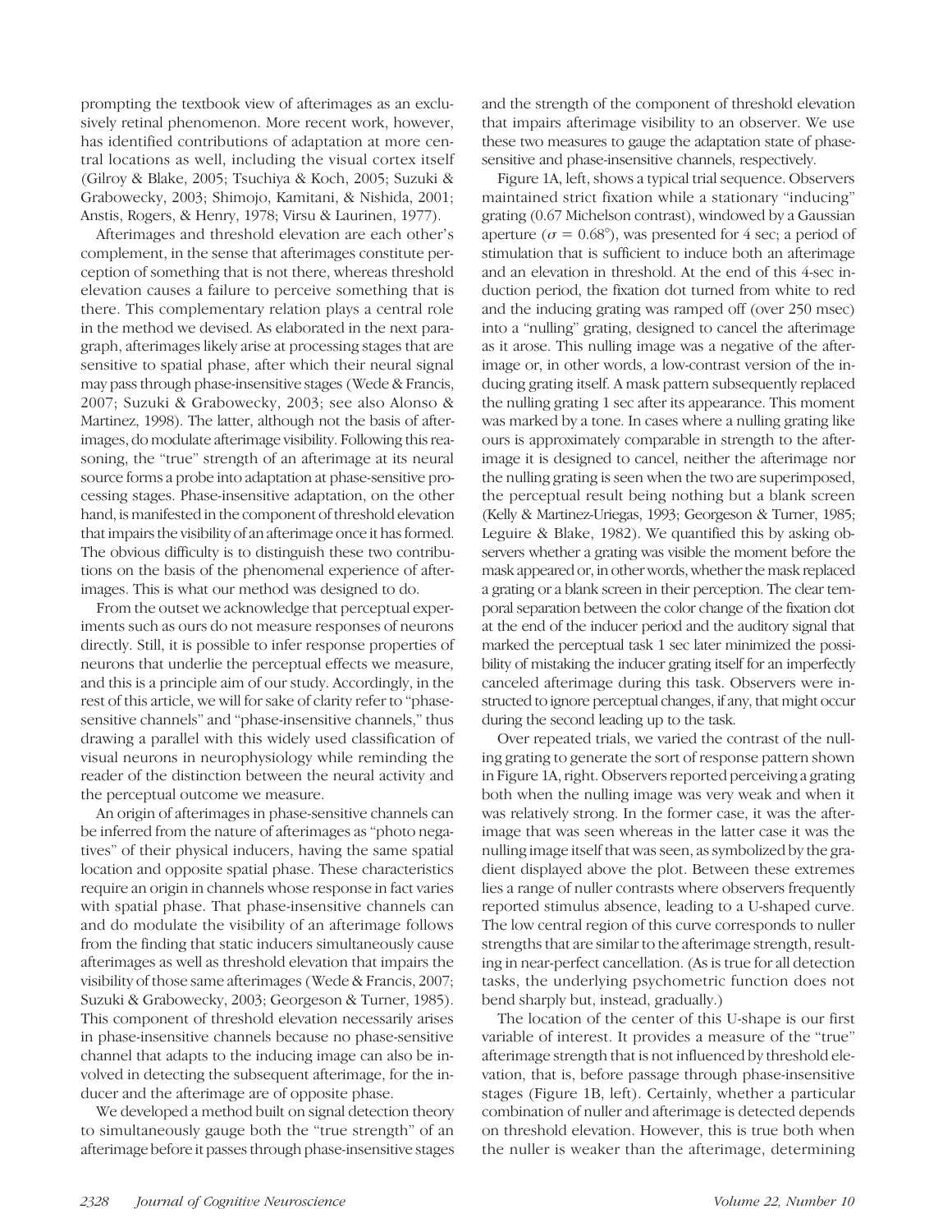prompting the textbook view of afterimages as an exclusively retinal phenomenon. More recent work, however, has identified contributions of adaptation at more central locations as well, including the visual cortex itself (Gilroy & Blake, 2005; Tsuchiya & Koch, 2005; Suzuki & Grabowecky, 2003; Shimojo, Kamitani, & Nishida, 2001; Anstis, Rogers, & Henry, 1978; Virsu & Laurinen, 1977).

Afterimages and threshold elevation are each other's complement, in the sense that afterimages constitute perception of something that is not there, whereas threshold elevation causes a failure to perceive something that is there. This complementary relation plays a central role in the method we devised. As elaborated in the next paragraph, afterimages likely arise at processing stages that are sensitive to spatial phase, after which their neural signal may pass through phase-insensitive stages (Wede & Francis, 2007; Suzuki & Grabowecky, 2003; see also Alonso & Martinez, 1998). The latter, although not the basis of afterimages, do modulate afterimage visibility. Following this reasoning, the "true" strength of an afterimage at its neural source forms a probe into adaptation at phase-sensitive processing stages. Phase-insensitive adaptation, on the other hand, is manifested in the component of threshold elevation that impairs the visibility of an afterimage once it has formed. The obvious difficulty is to distinguish these two contributions on the basis of the phenomenal experience of afterimages. This is what our method was designed to do.

From the outset we acknowledge that perceptual experiments such as ours do not measure responses of neurons directly. Still, it is possible to infer response properties of neurons that underlie the perceptual effects we measure, and this is a principle aim of our study. Accordingly, in the rest of this article, we will for sake of clarity refer to "phase-sensitive channels" and "phase-insensitive channels," thus drawing a parallel with this widely used classification of visual neurons in neurophysiology while reminding the reader of the distinction between the neural activity and the perceptual outcome we measure.

An origin of afterimages in phase-sensitive channels can be inferred from the nature of afterimages as "photo negatives" of their physical inducers, having the same spatial location and opposite spatial phase. These characteristics require an origin in channels whose response in fact varies with spatial phase. That phase-insensitive channels can and do modulate the visibility of an afterimage follows from the finding that static inducers simultaneously cause afterimages as well as threshold elevation that impairs the visibility of those same afterimages (Wede & Francis, 2007; Suzuki & Grabowecky, 2003; Georgeson & Turner, 1985). This component of threshold elevation necessarily arises in phase-insensitive channels because no phase-sensitive channel that adapts to the inducing image can also be involved in detecting the subsequent afterimage, for the inducer and the afterimage are of opposite phase.

We developed a method built on signal detection theory to simultaneously gauge both the "true strength" of an afterimage before it passes through phase-insensitive stages and the strength of the component of threshold elevation that impairs afterimage visibility to an observer. We use these two measures to gauge the adaptation state of phase-sensitive and phase-insensitive channels, respectively.

Figure 1A, left, shows a typical trial sequence. Observers maintained strict fixation while a stationary "inducing" grating (0.67 Michelson contrast), windowed by a Gaussian aperture ($\sigma = 0.68°$), was presented for 4 sec; a period of stimulation that is sufficient to induce both an afterimage and an elevation in threshold. At the end of this 4-sec induction period, the fixation dot turned from white to red and the inducing grating was ramped off (over 250 msec) into a "nulling" grating, designed to cancel the afterimage as it arose. This nulling image was a negative of the afterimage or, in other words, a low-contrast version of the inducing grating itself. A mask pattern subsequently replaced the nulling grating 1 sec after its appearance. This moment was marked by a tone. In cases where a nulling grating like ours is approximately comparable in strength to the afterimage it is designed to cancel, neither the afterimage nor the nulling grating is seen when the two are superimposed, the perceptual result being nothing but a blank screen (Kelly & Martinez-Uriegas, 1993; Georgeson & Turner, 1985; Leguire & Blake, 1982). We quantified this by asking observers whether a grating was visible the moment before the mask appeared or, in other words, whether the mask replaced a grating or a blank screen in their perception. The clear temporal separation between the color change of the fixation dot at the end of the inducer period and the auditory signal that marked the perceptual task 1 sec later minimized the possibility of mistaking the inducer grating itself for an imperfectly canceled afterimage during this task. Observers were instructed to ignore perceptual changes, if any, that might occur during the second leading up to the task.

Over repeated trials, we varied the contrast of the nulling grating to generate the sort of response pattern shown in Figure 1A, right. Observers reported perceiving a grating both when the nulling image was very weak and when it was relatively strong. In the former case, it was the afterimage that was seen whereas in the latter case it was the nulling image itself that was seen, as symbolized by the gradient displayed above the plot. Between these extremes lies a range of nuller contrasts where observers frequently reported stimulus absence, leading to a U-shaped curve. The low central region of this curve corresponds to nuller strengths that are similar to the afterimage strength, resulting in near-perfect cancellation. (As is true for all detection tasks, the underlying psychometric function does not bend sharply but, instead, gradually.)

The location of the center of this U-shape is our first variable of interest. It provides a measure of the "true" afterimage strength that is not influenced by threshold elevation, that is, before passage through phase-insensitive stages (Figure 1B, left). Certainly, whether a particular combination of nuller and afterimage is detected depends on threshold elevation. However, this is true both when the nuller is weaker than the afterimage, determining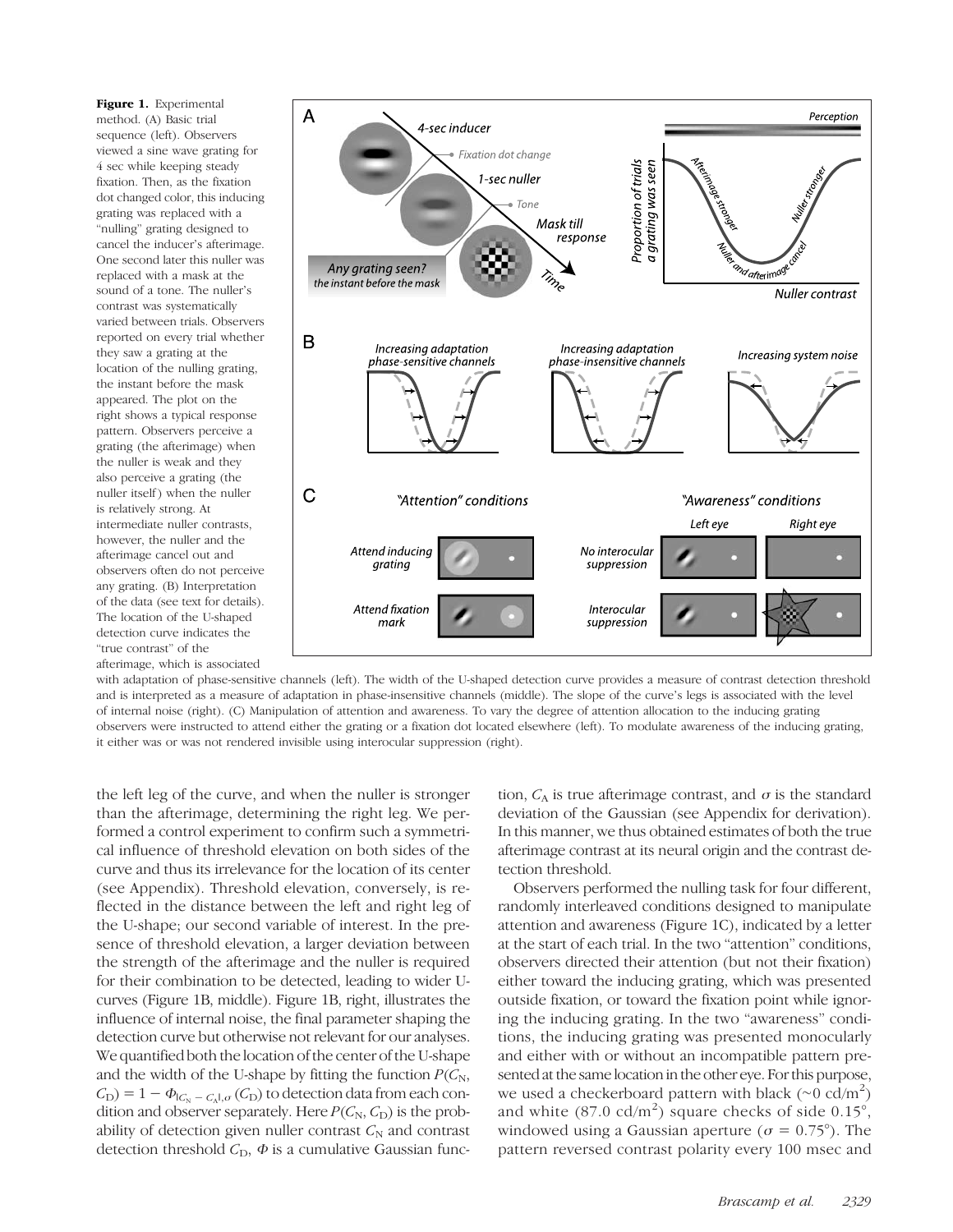**Figure 1.** Experimental method. (A) Basic trial sequence (left). Observers viewed a sine wave grating for 4 sec while keeping steady fixation. Then, as the fixation dot changed color, this inducing grating was replaced with a "nulling" grating designed to cancel the inducer's afterimage. One second later this nuller was replaced with a mask at the sound of a tone. The nuller's contrast was systematically varied between trials. Observers reported on every trial whether they saw a grating at the location of the nulling grating, the instant before the mask appeared. The plot on the right shows a typical response pattern. Observers perceive a grating (the afterimage) when the nuller is weak and they also perceive a grating (the nuller itself) when the nuller is relatively strong. At intermediate nuller contrasts, however, the nuller and the afterimage cancel out and observers often do not perceive any grating. (B) Interpretation of the data (see text for details). The location of the U-shaped detection curve indicates the "true contrast" of the afterimage, which is associated with adaptation of phase-sensitive channels (left). The width of the U-shaped detection curve provides a measure of contrast detection threshold and is interpreted as a measure of adaptation in phase-insensitive channels (middle). The slope of the curve's legs is associated with the level of internal noise (right). (C) Manipulation of attention and awareness. To vary the degree of attention allocation to the inducing grating observers were instructed to attend either the grating or a fixation dot located elsewhere (left). To modulate awareness of the inducing grating, it either was or was not rendered invisible using interocular suppression (right).

the left leg of the curve, and when the nuller is stronger than the afterimage, determining the right leg. We performed a control experiment to confirm such a symmetrical influence of threshold elevation on both sides of the curve and thus its irrelevance for the location of its center (see Appendix). Threshold elevation, conversely, is reflected in the distance between the left and right leg of the U-shape; our second variable of interest. In the presence of threshold elevation, a larger deviation between the strength of the afterimage and the nuller is required for their combination to be detected, leading to wider U-curves (Figure 1B, middle). Figure 1B, right, illustrates the influence of internal noise, the final parameter shaping the detection curve but otherwise not relevant for our analyses. We quantified both the location of the center of the U-shape and the width of the U-shape by fitting the function $P(C_N, C_D) = 1 - \Phi_{|C_N - C_A|,\sigma}(C_D)$ to detection data from each condition and observer separately. Here $P(C_N, C_D)$ is the probability of detection given nuller contrast $C_N$ and contrast detection threshold $C_D$, $\Phi$ is a cumulative Gaussian function, $C_A$ is true afterimage contrast, and $\sigma$ is the standard deviation of the Gaussian (see Appendix for derivation). In this manner, we thus obtained estimates of both the true afterimage contrast at its neural origin and the contrast detection threshold.

Observers performed the nulling task for four different, randomly interleaved conditions designed to manipulate attention and awareness (Figure 1C), indicated by a letter at the start of each trial. In the two "attention" conditions, observers directed their attention (but not their fixation) either toward the inducing grating, which was presented outside fixation, or toward the fixation point while ignoring the inducing grating. In the two "awareness" conditions, the inducing grating was presented monocularly and either with or without an incompatible pattern presented at the same location in the other eye. For this purpose, we used a checkerboard pattern with black (~0 cd/m$^2$) and white (87.0 cd/m$^2$) square checks of side 0.15°, windowed using a Gaussian aperture ($\sigma$ = 0.75°). The pattern reversed contrast polarity every 100 msec and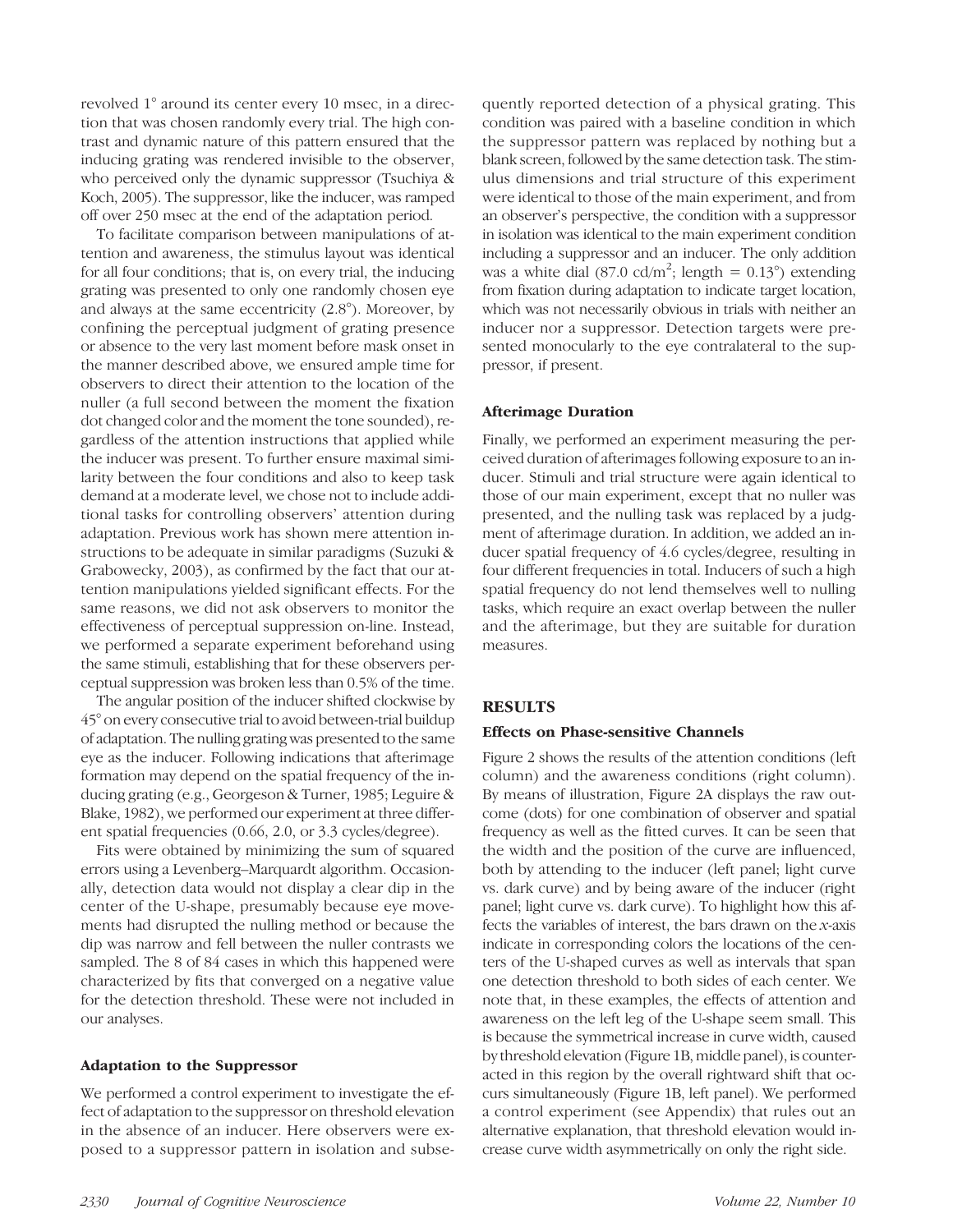revolved 1° around its center every 10 msec, in a direction that was chosen randomly every trial. The high contrast and dynamic nature of this pattern ensured that the inducing grating was rendered invisible to the observer, who perceived only the dynamic suppressor (Tsuchiya & Koch, 2005). The suppressor, like the inducer, was ramped off over 250 msec at the end of the adaptation period.

To facilitate comparison between manipulations of attention and awareness, the stimulus layout was identical for all four conditions; that is, on every trial, the inducing grating was presented to only one randomly chosen eye and always at the same eccentricity (2.8°). Moreover, by confining the perceptual judgment of grating presence or absence to the very last moment before mask onset in the manner described above, we ensured ample time for observers to direct their attention to the location of the nuller (a full second between the moment the fixation dot changed color and the moment the tone sounded), regardless of the attention instructions that applied while the inducer was present. To further ensure maximal similarity between the four conditions and also to keep task demand at a moderate level, we chose not to include additional tasks for controlling observers' attention during adaptation. Previous work has shown mere attention instructions to be adequate in similar paradigms (Suzuki & Grabowecky, 2003), as confirmed by the fact that our attention manipulations yielded significant effects. For the same reasons, we did not ask observers to monitor the effectiveness of perceptual suppression on-line. Instead, we performed a separate experiment beforehand using the same stimuli, establishing that for these observers perceptual suppression was broken less than 0.5% of the time.

The angular position of the inducer shifted clockwise by 45° on every consecutive trial to avoid between-trial buildup of adaptation. The nulling grating was presented to the same eye as the inducer. Following indications that afterimage formation may depend on the spatial frequency of the inducing grating (e.g., Georgeson & Turner, 1985; Leguire & Blake, 1982), we performed our experiment at three different spatial frequencies (0.66, 2.0, or 3.3 cycles/degree).

Fits were obtained by minimizing the sum of squared errors using a Levenberg–Marquardt algorithm. Occasionally, detection data would not display a clear dip in the center of the U-shape, presumably because eye movements had disrupted the nulling method or because the dip was narrow and fell between the nuller contrasts we sampled. The 8 of 84 cases in which this happened were characterized by fits that converged on a negative value for the detection threshold. These were not included in our analyses.

### Adaptation to the Suppressor

We performed a control experiment to investigate the effect of adaptation to the suppressor on threshold elevation in the absence of an inducer. Here observers were exposed to a suppressor pattern in isolation and subsequently reported detection of a physical grating. This condition was paired with a baseline condition in which the suppressor pattern was replaced by nothing but a blank screen, followed by the same detection task. The stimulus dimensions and trial structure of this experiment were identical to those of the main experiment, and from an observer's perspective, the condition with a suppressor in isolation was identical to the main experiment condition including a suppressor and an inducer. The only addition was a white dial (87.0 cd/m$^2$; length = 0.13°) extending from fixation during adaptation to indicate target location, which was not necessarily obvious in trials with neither an inducer nor a suppressor. Detection targets were presented monocularly to the eye contralateral to the suppressor, if present.

### Afterimage Duration

Finally, we performed an experiment measuring the perceived duration of afterimages following exposure to an inducer. Stimuli and trial structure were again identical to those of our main experiment, except that no nuller was presented, and the nulling task was replaced by a judgment of afterimage duration. In addition, we added an inducer spatial frequency of 4.6 cycles/degree, resulting in four different frequencies in total. Inducers of such a high spatial frequency do not lend themselves well to nulling tasks, which require an exact overlap between the nuller and the afterimage, but they are suitable for duration measures.

## RESULTS

### Effects on Phase-sensitive Channels

Figure 2 shows the results of the attention conditions (left column) and the awareness conditions (right column). By means of illustration, Figure 2A displays the raw outcome (dots) for one combination of observer and spatial frequency as well as the fitted curves. It can be seen that the width and the position of the curve are influenced, both by attending to the inducer (left panel; light curve vs. dark curve) and by being aware of the inducer (right panel; light curve vs. dark curve). To highlight how this affects the variables of interest, the bars drawn on the *x*-axis indicate in corresponding colors the locations of the centers of the U-shaped curves as well as intervals that span one detection threshold to both sides of each center. We note that, in these examples, the effects of attention and awareness on the left leg of the U-shape seem small. This is because the symmetrical increase in curve width, caused by threshold elevation (Figure 1B, middle panel), is counteracted in this region by the overall rightward shift that occurs simultaneously (Figure 1B, left panel). We performed a control experiment (see Appendix) that rules out an alternative explanation, that threshold elevation would increase curve width asymmetrically on only the right side.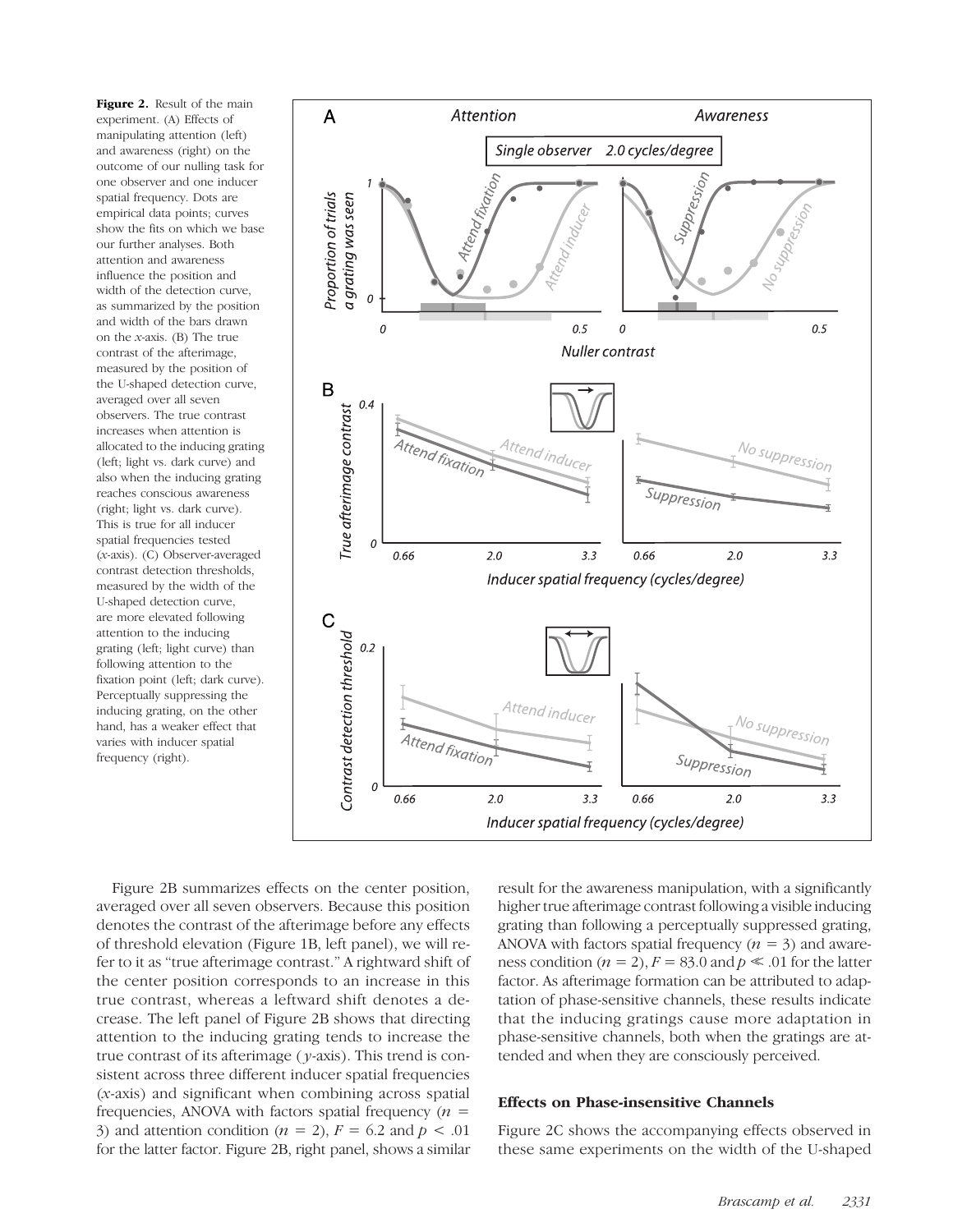**Figure 2.** Result of the main experiment. (A) Effects of manipulating attention (left) and awareness (right) on the outcome of our nulling task for one observer and one inducer spatial frequency. Dots are empirical data points; curves show the fits on which we base our further analyses. Both attention and awareness influence the position and width of the detection curve, as summarized by the position and width of the bars drawn on the *x*-axis. (B) The true contrast of the afterimage, measured by the position of the U-shaped detection curve, averaged over all seven observers. The true contrast increases when attention is allocated to the inducing grating (left; light vs. dark curve) and also when the inducing grating reaches conscious awareness (right; light vs. dark curve). This is true for all inducer spatial frequencies tested (*x*-axis). (C) Observer-averaged contrast detection thresholds, measured by the width of the U-shaped detection curve, are more elevated following attention to the inducing grating (left; light curve) than following attention to the fixation point (left; dark curve). Perceptually suppressing the inducing grating, on the other hand, has a weaker effect that varies with inducer spatial frequency (right).

A
Attention
Awareness
Single observer 2.0 cycles/degree
Proportion of trials a grating was seen
1
0
Attend fixation
Attend inducer
Suppression
No suppression
0
0.5
0
0.5
Nuller contrast

B
True afterimage contrast
0.4
0
Attend inducer
Attend fixation
No suppression
Suppression
0.66
2.0
3.3
0.66
2.0
3.3
Inducer spatial frequency (cycles/degree)

C
Contrast detection threshold
0.2
0
Attend inducer
Attend fixation
No suppression
Suppression
0.66
2.0
3.3
0.66
2.0
3.3
Inducer spatial frequency (cycles/degree)

Figure 2B summarizes effects on the center position, averaged over all seven observers. Because this position denotes the contrast of the afterimage before any effects of threshold elevation (Figure 1B, left panel), we will refer to it as "true afterimage contrast." A rightward shift of the center position corresponds to an increase in this true contrast, whereas a leftward shift denotes a decrease. The left panel of Figure 2B shows that directing attention to the inducing grating tends to increase the true contrast of its afterimage (*y*-axis). This trend is consistent across three different inducer spatial frequencies (*x*-axis) and significant when combining across spatial frequencies, ANOVA with factors spatial frequency ($n$ = 3) and attention condition ($n$ = 2), $F$ = 6.2 and $p$ < .01 for the latter factor. Figure 2B, right panel, shows a similar result for the awareness manipulation, with a significantly higher true afterimage contrast following a visible inducing grating than following a perceptually suppressed grating, ANOVA with factors spatial frequency ($n$ = 3) and awareness condition ($n$ = 2), $F$ = 83.0 and $p \ll .01$ for the latter factor. As afterimage formation can be attributed to adaptation of phase-sensitive channels, these results indicate that the inducing gratings cause more adaptation in phase-sensitive channels, both when the gratings are attended and when they are consciously perceived.

### Effects on Phase-insensitive Channels

Figure 2C shows the accompanying effects observed in these same experiments on the width of the U-shaped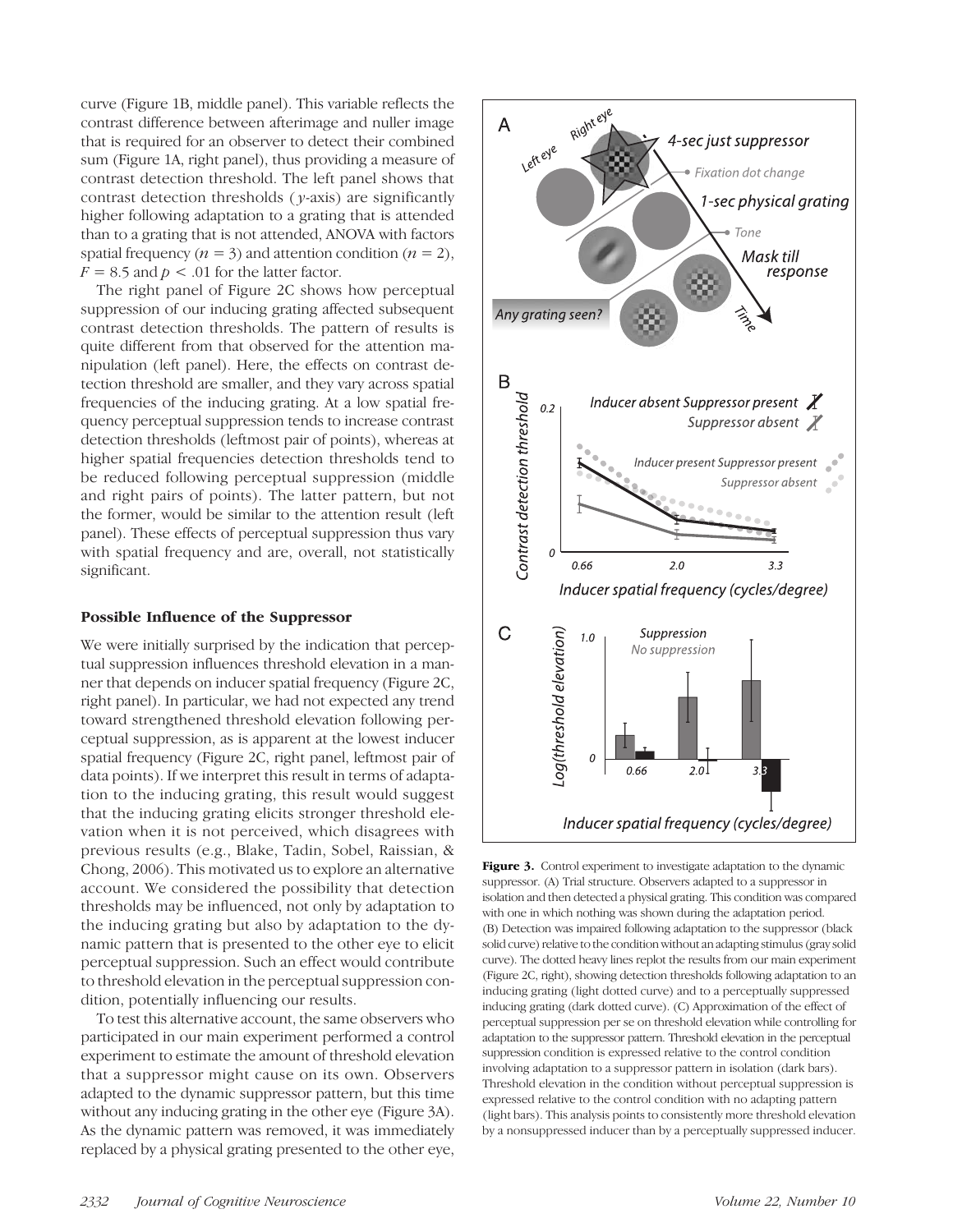curve (Figure 1B, middle panel). This variable reflects the contrast difference between afterimage and nuller image that is required for an observer to detect their combined sum (Figure 1A, right panel), thus providing a measure of contrast detection threshold. The left panel shows that contrast detection thresholds ( $y$-axis) are significantly higher following adaptation to a grating that is attended than to a grating that is not attended, ANOVA with factors spatial frequency ($n = 3$) and attention condition ($n = 2$), $F = 8.5$ and $p < .01$ for the latter factor.

The right panel of Figure 2C shows how perceptual suppression of our inducing grating affected subsequent contrast detection thresholds. The pattern of results is quite different from that observed for the attention manipulation (left panel). Here, the effects on contrast detection threshold are smaller, and they vary across spatial frequencies of the inducing grating. At a low spatial frequency perceptual suppression tends to increase contrast detection thresholds (leftmost pair of points), whereas at higher spatial frequencies detection thresholds tend to be reduced following perceptual suppression (middle and right pairs of points). The latter pattern, but not the former, would be similar to the attention result (left panel). These effects of perceptual suppression thus vary with spatial frequency and are, overall, not statistically significant.

### Possible Influence of the Suppressor

We were initially surprised by the indication that perceptual suppression influences threshold elevation in a manner that depends on inducer spatial frequency (Figure 2C, right panel). In particular, we had not expected any trend toward strengthened threshold elevation following perceptual suppression, as is apparent at the lowest inducer spatial frequency (Figure 2C, right panel, leftmost pair of data points). If we interpret this result in terms of adaptation to the inducing grating, this result would suggest that the inducing grating elicits stronger threshold elevation when it is not perceived, which disagrees with previous results (e.g., Blake, Tadin, Sobel, Raissian, & Chong, 2006). This motivated us to explore an alternative account. We considered the possibility that detection thresholds may be influenced, not only by adaptation to the inducing grating but also by adaptation to the dynamic pattern that is presented to the other eye to elicit perceptual suppression. Such an effect would contribute to threshold elevation in the perceptual suppression condition, potentially influencing our results.

To test this alternative account, the same observers who participated in our main experiment performed a control experiment to estimate the amount of threshold elevation that a suppressor might cause on its own. Observers adapted to the dynamic suppressor pattern, but this time without any inducing grating in the other eye (Figure 3A). As the dynamic pattern was removed, it was immediately replaced by a physical grating presented to the other eye,

**Figure 3.** Control experiment to investigate adaptation to the dynamic suppressor. (A) Trial structure. Observers adapted to a suppressor in isolation and then detected a physical grating. This condition was compared with one in which nothing was shown during the adaptation period. (B) Detection was impaired following adaptation to the suppressor (black solid curve) relative to the condition without an adapting stimulus (gray solid curve). The dotted heavy lines replot the results from our main experiment (Figure 2C, right), showing detection thresholds following adaptation to an inducing grating (light dotted curve) and to a perceptually suppressed inducing grating (dark dotted curve). (C) Approximation of the effect of perceptual suppression per se on threshold elevation while controlling for adaptation to the suppressor pattern. Threshold elevation in the perceptual suppression condition is expressed relative to the control condition involving adaptation to a suppressor pattern in isolation (dark bars). Threshold elevation in the condition without perceptual suppression is expressed relative to the control condition with no adapting pattern (light bars). This analysis points to consistently more threshold elevation by a nonsuppressed inducer than by a perceptually suppressed inducer.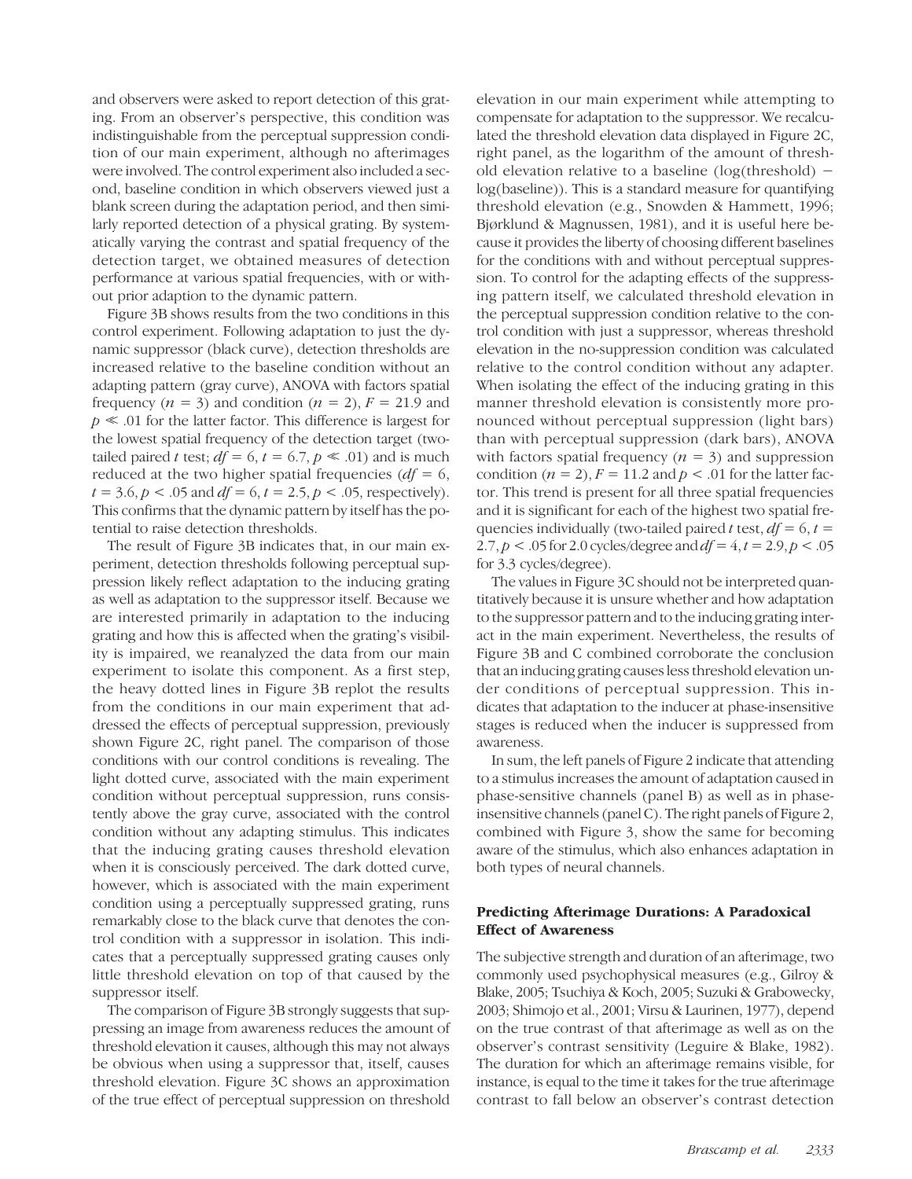and observers were asked to report detection of this grating. From an observer's perspective, this condition was indistinguishable from the perceptual suppression condition of our main experiment, although no afterimages were involved. The control experiment also included a second, baseline condition in which observers viewed just a blank screen during the adaptation period, and then similarly reported detection of a physical grating. By systematically varying the contrast and spatial frequency of the detection target, we obtained measures of detection performance at various spatial frequencies, with or without prior adaption to the dynamic pattern.

Figure 3B shows results from the two conditions in this control experiment. Following adaptation to just the dynamic suppressor (black curve), detection thresholds are increased relative to the baseline condition without an adapting pattern (gray curve), ANOVA with factors spatial frequency ($n$ = 3) and condition ($n$ = 2), $F$ = 21.9 and $p \ll .01$ for the latter factor. This difference is largest for the lowest spatial frequency of the detection target (two-tailed paired $t$ test; $df$ = 6, $t$ = 6.7, $p \ll .01$) and is much reduced at the two higher spatial frequencies ($df$ = 6, $t$ = 3.6, $p < .05$ and $df$ = 6, $t$ = 2.5, $p < .05$, respectively). This confirms that the dynamic pattern by itself has the potential to raise detection thresholds.

The result of Figure 3B indicates that, in our main experiment, detection thresholds following perceptual suppression likely reflect adaptation to the inducing grating as well as adaptation to the suppressor itself. Because we are interested primarily in adaptation to the inducing grating and how this is affected when the grating's visibility is impaired, we reanalyzed the data from our main experiment to isolate this component. As a first step, the heavy dotted lines in Figure 3B replot the results from the conditions in our main experiment that addressed the effects of perceptual suppression, previously shown Figure 2C, right panel. The comparison of those conditions with our control conditions is revealing. The light dotted curve, associated with the main experiment condition without perceptual suppression, runs consistently above the gray curve, associated with the control condition without any adapting stimulus. This indicates that the inducing grating causes threshold elevation when it is consciously perceived. The dark dotted curve, however, which is associated with the main experiment condition using a perceptually suppressed grating, runs remarkably close to the black curve that denotes the control condition with a suppressor in isolation. This indicates that a perceptually suppressed grating causes only little threshold elevation on top of that caused by the suppressor itself.

The comparison of Figure 3B strongly suggests that suppressing an image from awareness reduces the amount of threshold elevation it causes, although this may not always be obvious when using a suppressor that, itself, causes threshold elevation. Figure 3C shows an approximation of the true effect of perceptual suppression on threshold elevation in our main experiment while attempting to compensate for adaptation to the suppressor. We recalculated the threshold elevation data displayed in Figure 2C, right panel, as the logarithm of the amount of threshold elevation relative to a baseline (log(threshold) − log(baseline)). This is a standard measure for quantifying threshold elevation (e.g., Snowden & Hammett, 1996; Bjørklund & Magnussen, 1981), and it is useful here because it provides the liberty of choosing different baselines for the conditions with and without perceptual suppression. To control for the adapting effects of the suppressing pattern itself, we calculated threshold elevation in the perceptual suppression condition relative to the control condition with just a suppressor, whereas threshold elevation in the no-suppression condition was calculated relative to the control condition without any adapter. When isolating the effect of the inducing grating in this manner threshold elevation is consistently more pronounced without perceptual suppression (light bars) than with perceptual suppression (dark bars), ANOVA with factors spatial frequency ($n$ = 3) and suppression condition ($n$ = 2), $F$ = 11.2 and $p < .01$ for the latter factor. This trend is present for all three spatial frequencies and it is significant for each of the highest two spatial frequencies individually (two-tailed paired $t$ test, $df$ = 6, $t$ = 2.7, $p < .05$ for 2.0 cycles/degree and $df$ = 4, $t$ = 2.9, $p < .05$ for 3.3 cycles/degree).

The values in Figure 3C should not be interpreted quantitatively because it is unsure whether and how adaptation to the suppressor pattern and to the inducing grating interact in the main experiment. Nevertheless, the results of Figure 3B and C combined corroborate the conclusion that an inducing grating causes less threshold elevation under conditions of perceptual suppression. This indicates that adaptation to the inducer at phase-insensitive stages is reduced when the inducer is suppressed from awareness.

In sum, the left panels of Figure 2 indicate that attending to a stimulus increases the amount of adaptation caused in phase-sensitive channels (panel B) as well as in phase-insensitive channels (panel C). The right panels of Figure 2, combined with Figure 3, show the same for becoming aware of the stimulus, which also enhances adaptation in both types of neural channels.

## Predicting Afterimage Durations: A Paradoxical Effect of Awareness

The subjective strength and duration of an afterimage, two commonly used psychophysical measures (e.g., Gilroy & Blake, 2005; Tsuchiya & Koch, 2005; Suzuki & Grabowecky, 2003; Shimojo et al., 2001; Virsu & Laurinen, 1977), depend on the true contrast of that afterimage as well as on the observer's contrast sensitivity (Leguire & Blake, 1982). The duration for which an afterimage remains visible, for instance, is equal to the time it takes for the true afterimage contrast to fall below an observer's contrast detection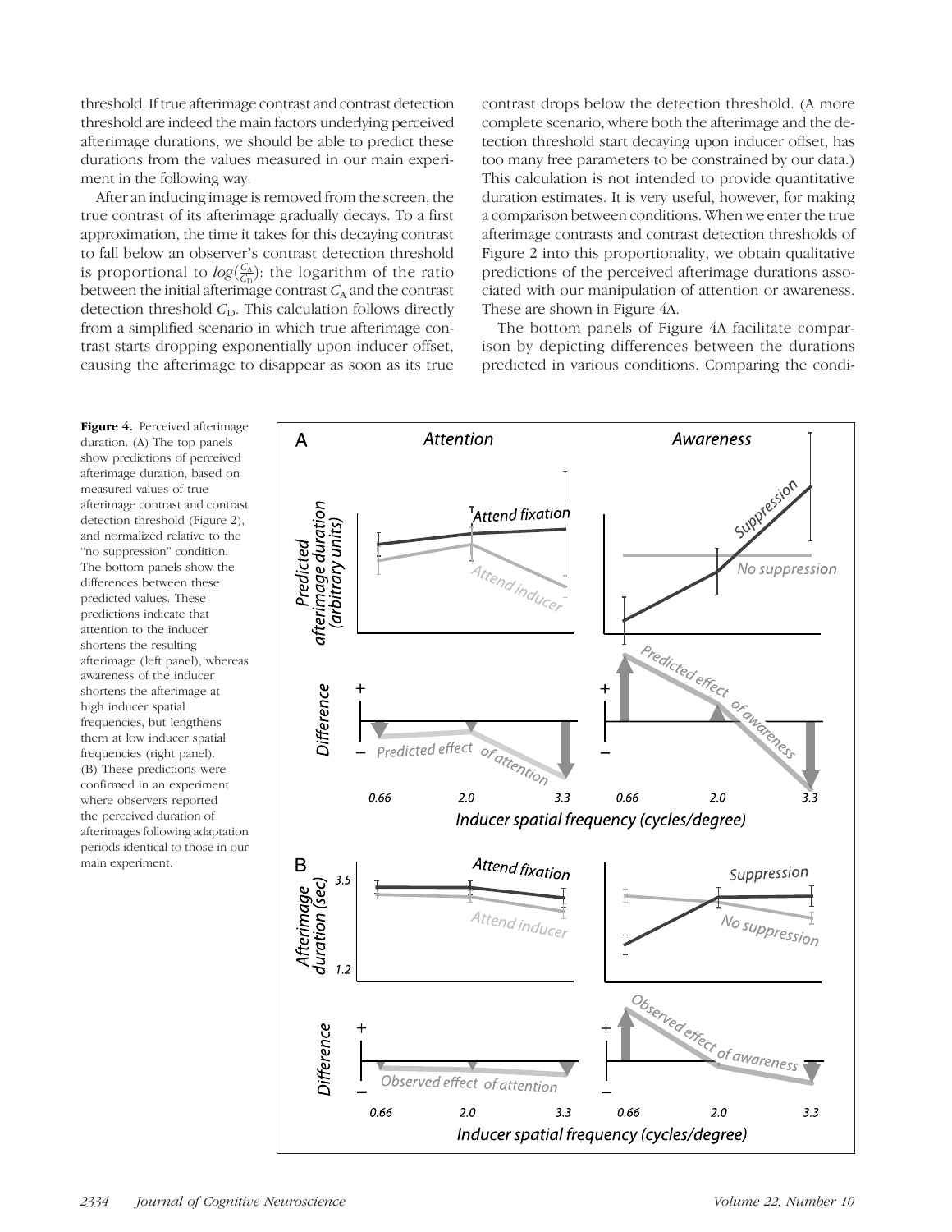threshold. If true afterimage contrast and contrast detection threshold are indeed the main factors underlying perceived afterimage durations, we should be able to predict these durations from the values measured in our main experiment in the following way.

After an inducing image is removed from the screen, the true contrast of its afterimage gradually decays. To a first approximation, the time it takes for this decaying contrast to fall below an observer's contrast detection threshold is proportional to $log(\frac{C_A}{C_D})$: the logarithm of the ratio between the initial afterimage contrast $C_A$ and the contrast detection threshold $C_D$. This calculation follows directly from a simplified scenario in which true afterimage contrast starts dropping exponentially upon inducer offset, causing the afterimage to disappear as soon as its true contrast drops below the detection threshold. (A more complete scenario, where both the afterimage and the detection threshold start decaying upon inducer offset, has too many free parameters to be constrained by our data.) This calculation is not intended to provide quantitative duration estimates. It is very useful, however, for making a comparison between conditions. When we enter the true afterimage contrasts and contrast detection thresholds of Figure 2 into this proportionality, we obtain qualitative predictions of the perceived afterimage durations associated with our manipulation of attention or awareness. These are shown in Figure 4A.

The bottom panels of Figure 4A facilitate comparison by depicting differences between the durations predicted in various conditions. Comparing the condi-

**Figure 4.** Perceived afterimage duration. (A) The top panels show predictions of perceived afterimage duration, based on measured values of true afterimage contrast and contrast detection threshold (Figure 2), and normalized relative to the "no suppression" condition. The bottom panels show the differences between these predicted values. These predictions indicate that attention to the inducer shortens the resulting afterimage (left panel), whereas awareness of the inducer shortens the afterimage at high inducer spatial frequencies, but lengthens them at low inducer spatial frequencies (right panel). (B) These predictions were confirmed in an experiment where observers reported the perceived duration of afterimages following adaptation periods identical to those in our main experiment.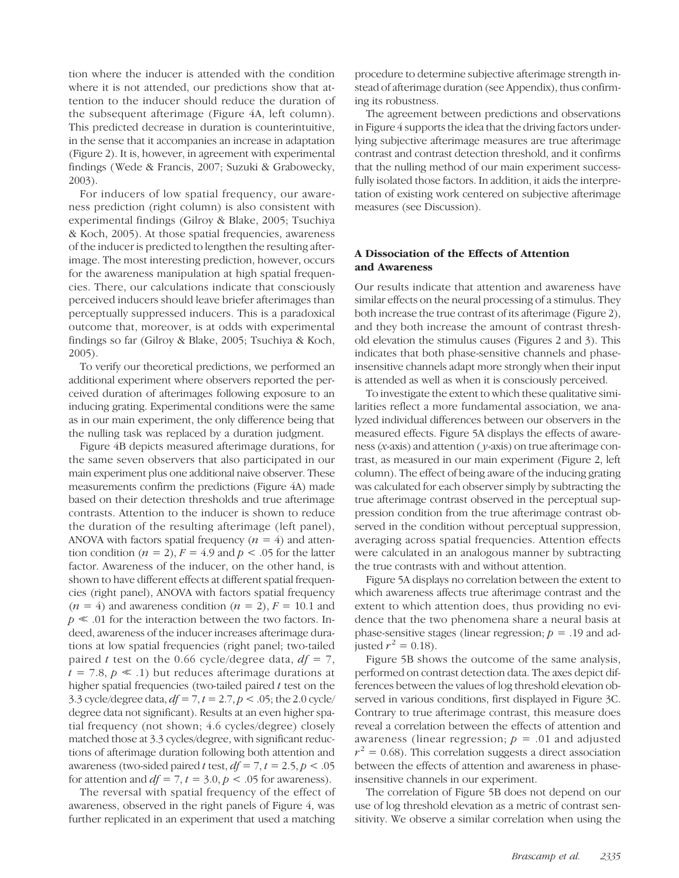tion where the inducer is attended with the condition where it is not attended, our predictions show that attention to the inducer should reduce the duration of the subsequent afterimage (Figure 4A, left column). This predicted decrease in duration is counterintuitive, in the sense that it accompanies an increase in adaptation (Figure 2). It is, however, in agreement with experimental findings (Wede & Francis, 2007; Suzuki & Grabowecky, 2003).

For inducers of low spatial frequency, our awareness prediction (right column) is also consistent with experimental findings (Gilroy & Blake, 2005; Tsuchiya & Koch, 2005). At those spatial frequencies, awareness of the inducer is predicted to lengthen the resulting afterimage. The most interesting prediction, however, occurs for the awareness manipulation at high spatial frequencies. There, our calculations indicate that consciously perceived inducers should leave briefer afterimages than perceptually suppressed inducers. This is a paradoxical outcome that, moreover, is at odds with experimental findings so far (Gilroy & Blake, 2005; Tsuchiya & Koch, 2005).

To verify our theoretical predictions, we performed an additional experiment where observers reported the perceived duration of afterimages following exposure to an inducing grating. Experimental conditions were the same as in our main experiment, the only difference being that the nulling task was replaced by a duration judgment.

Figure 4B depicts measured afterimage durations, for the same seven observers that also participated in our main experiment plus one additional naive observer. These measurements confirm the predictions (Figure 4A) made based on their detection thresholds and true afterimage contrasts. Attention to the inducer is shown to reduce the duration of the resulting afterimage (left panel), ANOVA with factors spatial frequency ($n = 4$) and attention condition ($n = 2$), $F = 4.9$ and $p < .05$ for the latter factor. Awareness of the inducer, on the other hand, is shown to have different effects at different spatial frequencies (right panel), ANOVA with factors spatial frequency ($n = 4$) and awareness condition ($n = 2$), $F = 10.1$ and $p \ll .01$ for the interaction between the two factors. Indeed, awareness of the inducer increases afterimage durations at low spatial frequencies (right panel; two-tailed paired $t$ test on the 0.66 cycle/degree data, $df = 7$, $t = 7.8$, $p \ll .1$) but reduces afterimage durations at higher spatial frequencies (two-tailed paired $t$ test on the 3.3 cycle/degree data, $df = 7$, $t = 2.7$, $p < .05$; the 2.0 cycle/degree data not significant). Results at an even higher spatial frequency (not shown; 4.6 cycles/degree) closely matched those at 3.3 cycles/degree, with significant reductions of afterimage duration following both attention and awareness (two-sided paired $t$ test, $df = 7$, $t = 2.5$, $p < .05$ for attention and $df = 7$, $t = 3.0$, $p < .05$ for awareness).

The reversal with spatial frequency of the effect of awareness, observed in the right panels of Figure 4, was further replicated in an experiment that used a matching procedure to determine subjective afterimage strength instead of afterimage duration (see Appendix), thus confirming its robustness.

The agreement between predictions and observations in Figure 4 supports the idea that the driving factors underlying subjective afterimage measures are true afterimage contrast and contrast detection threshold, and it confirms that the nulling method of our main experiment successfully isolated those factors. In addition, it aids the interpretation of existing work centered on subjective afterimage measures (see Discussion).

### A Dissociation of the Effects of Attention and Awareness

Our results indicate that attention and awareness have similar effects on the neural processing of a stimulus. They both increase the true contrast of its afterimage (Figure 2), and they both increase the amount of contrast threshold elevation the stimulus causes (Figures 2 and 3). This indicates that both phase-sensitive channels and phase-insensitive channels adapt more strongly when their input is attended as well as when it is consciously perceived.

To investigate the extent to which these qualitative similarities reflect a more fundamental association, we analyzed individual differences between our observers in the measured effects. Figure 5A displays the effects of awareness ($x$-axis) and attention ($y$-axis) on true afterimage contrast, as measured in our main experiment (Figure 2, left column). The effect of being aware of the inducing grating was calculated for each observer simply by subtracting the true afterimage contrast observed in the perceptual suppression condition from the true afterimage contrast observed in the condition without perceptual suppression, averaging across spatial frequencies. Attention effects were calculated in an analogous manner by subtracting the true contrasts with and without attention.

Figure 5A displays no correlation between the extent to which awareness affects true afterimage contrast and the extent to which attention does, thus providing no evidence that the two phenomena share a neural basis at phase-sensitive stages (linear regression; $p = .19$ and adjusted $r^2 = 0.18$).

Figure 5B shows the outcome of the same analysis, performed on contrast detection data. The axes depict differences between the values of log threshold elevation observed in various conditions, first displayed in Figure 3C. Contrary to true afterimage contrast, this measure does reveal a correlation between the effects of attention and awareness (linear regression; $p = .01$ and adjusted $r^2 = 0.68$). This correlation suggests a direct association between the effects of attention and awareness in phase-insensitive channels in our experiment.

The correlation of Figure 5B does not depend on our use of log threshold elevation as a metric of contrast sensitivity. We observe a similar correlation when using the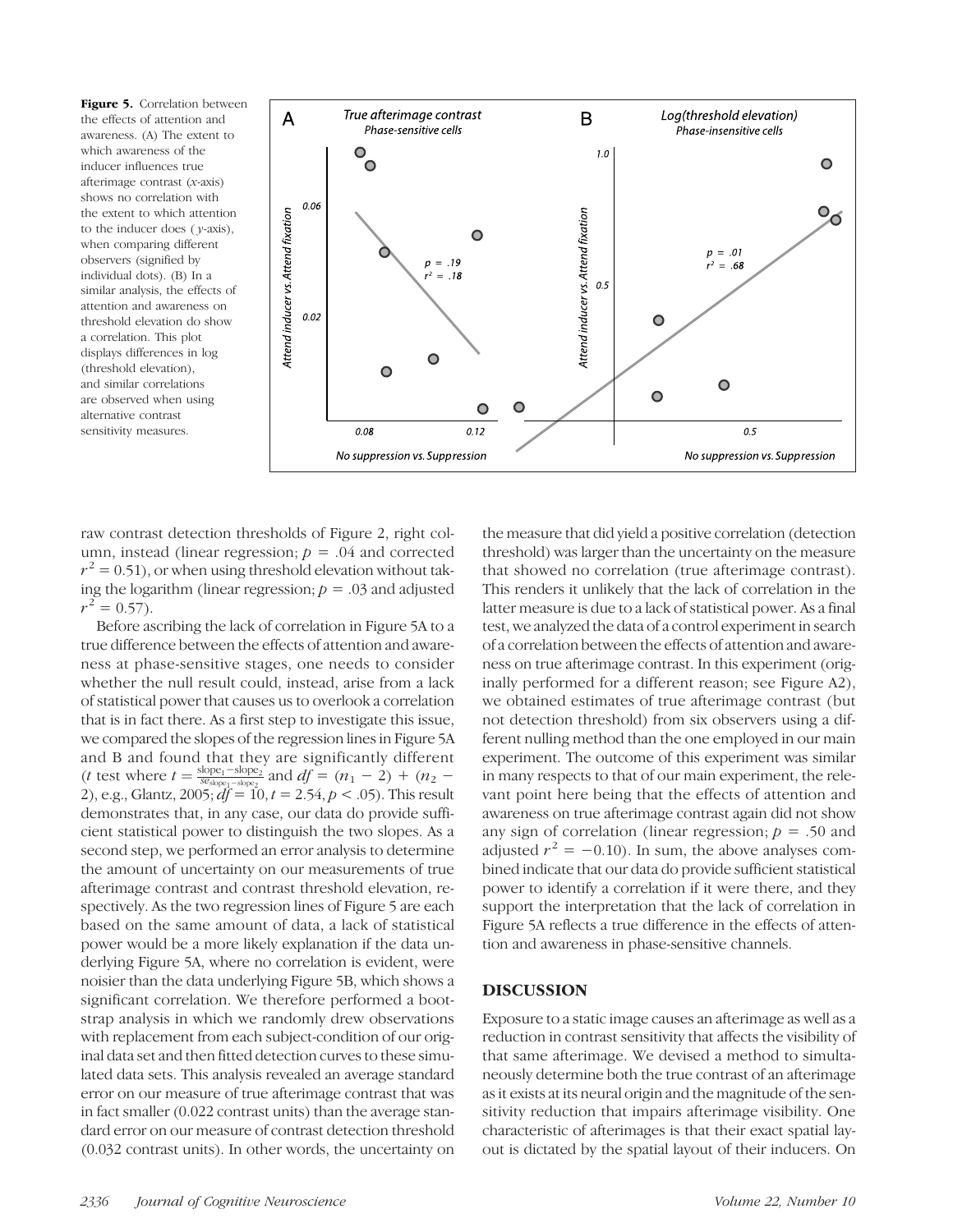**Figure 5.** Correlation between the effects of attention and awareness. (A) The extent to which awareness of the inducer influences true afterimage contrast (*x*-axis) shows no correlation with the extent to which attention to the inducer does (*y*-axis), when comparing different observers (signified by individual dots). (B) In a similar analysis, the effects of attention and awareness on threshold elevation do show a correlation. This plot displays differences in log (threshold elevation), and similar correlations are observed when using alternative contrast sensitivity measures.

raw contrast detection thresholds of Figure 2, right column, instead (linear regression; $p = .04$ and corrected $r^2 = 0.51$), or when using threshold elevation without taking the logarithm (linear regression; $p = .03$ and adjusted $r^2 = 0.57$).

Before ascribing the lack of correlation in Figure 5A to a true difference between the effects of attention and awareness at phase-sensitive stages, one needs to consider whether the null result could, instead, arise from a lack of statistical power that causes us to overlook a correlation that is in fact there. As a first step to investigate this issue, we compared the slopes of the regression lines in Figure 5A and B and found that they are significantly different (*t* test where $t = \frac{\text{slope}_1 - \text{slope}_2}{se_{\text{slope}_1 - \text{slope}_2}}$ and $df = (n_1 - 2) + (n_2 - 2)$, e.g., Glantz, 2005; $df = 10, t = 2.54, p < .05$). This result demonstrates that, in any case, our data do provide sufficient statistical power to distinguish the two slopes. As a second step, we performed an error analysis to determine the amount of uncertainty on our measurements of true afterimage contrast and contrast threshold elevation, respectively. As the two regression lines of Figure 5 are each based on the same amount of data, a lack of statistical power would be a more likely explanation if the data underlying Figure 5A, where no correlation is evident, were noisier than the data underlying Figure 5B, which shows a significant correlation. We therefore performed a bootstrap analysis in which we randomly drew observations with replacement from each subject-condition of our original data set and then fitted detection curves to these simulated data sets. This analysis revealed an average standard error on our measure of true afterimage contrast that was in fact smaller (0.022 contrast units) than the average standard error on our measure of contrast detection threshold (0.032 contrast units). In other words, the uncertainty on the measure that did yield a positive correlation (detection threshold) was larger than the uncertainty on the measure that showed no correlation (true afterimage contrast). This renders it unlikely that the lack of correlation in the latter measure is due to a lack of statistical power. As a final test, we analyzed the data of a control experiment in search of a correlation between the effects of attention and awareness on true afterimage contrast. In this experiment (originally performed for a different reason; see Figure A2), we obtained estimates of true afterimage contrast (but not detection threshold) from six observers using a different nulling method than the one employed in our main experiment. The outcome of this experiment was similar in many respects to that of our main experiment, the relevant point here being that the effects of attention and awareness on true afterimage contrast again did not show any sign of correlation (linear regression; $p = .50$ and adjusted $r^2 = -0.10$). In sum, the above analyses combined indicate that our data do provide sufficient statistical power to identify a correlation if it were there, and they support the interpretation that the lack of correlation in Figure 5A reflects a true difference in the effects of attention and awareness in phase-sensitive channels.

## DISCUSSION

Exposure to a static image causes an afterimage as well as a reduction in contrast sensitivity that affects the visibility of that same afterimage. We devised a method to simultaneously determine both the true contrast of an afterimage as it exists at its neural origin and the magnitude of the sensitivity reduction that impairs afterimage visibility. One characteristic of afterimages is that their exact spatial layout is dictated by the spatial layout of their inducers. On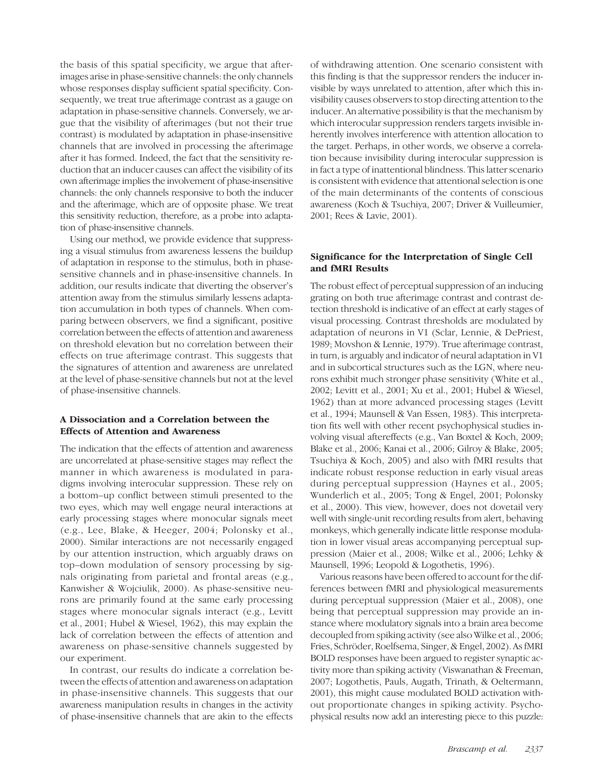the basis of this spatial specificity, we argue that afterimages arise in phase-sensitive channels: the only channels whose responses display sufficient spatial specificity. Consequently, we treat true afterimage contrast as a gauge on adaptation in phase-sensitive channels. Conversely, we argue that the visibility of afterimages (but not their true contrast) is modulated by adaptation in phase-insensitive channels that are involved in processing the afterimage after it has formed. Indeed, the fact that the sensitivity reduction that an inducer causes can affect the visibility of its own afterimage implies the involvement of phase-insensitive channels: the only channels responsive to both the inducer and the afterimage, which are of opposite phase. We treat this sensitivity reduction, therefore, as a probe into adaptation of phase-insensitive channels.

Using our method, we provide evidence that suppressing a visual stimulus from awareness lessens the buildup of adaptation in response to the stimulus, both in phase-sensitive channels and in phase-insensitive channels. In addition, our results indicate that diverting the observer's attention away from the stimulus similarly lessens adaptation accumulation in both types of channels. When comparing between observers, we find a significant, positive correlation between the effects of attention and awareness on threshold elevation but no correlation between their effects on true afterimage contrast. This suggests that the signatures of attention and awareness are unrelated at the level of phase-sensitive channels but not at the level of phase-insensitive channels.

### A Dissociation and a Correlation between the Effects of Attention and Awareness

The indication that the effects of attention and awareness are uncorrelated at phase-sensitive stages may reflect the manner in which awareness is modulated in paradigms involving interocular suppression. These rely on a bottom–up conflict between stimuli presented to the two eyes, which may well engage neural interactions at early processing stages where monocular signals meet (e.g., Lee, Blake, & Heeger, 2004; Polonsky et al., 2000). Similar interactions are not necessarily engaged by our attention instruction, which arguably draws on top–down modulation of sensory processing by signals originating from parietal and frontal areas (e.g., Kanwisher & Wojciulik, 2000). As phase-sensitive neurons are primarily found at the same early processing stages where monocular signals interact (e.g., Levitt et al., 2001; Hubel & Wiesel, 1962), this may explain the lack of correlation between the effects of attention and awareness on phase-sensitive channels suggested by our experiment.

In contrast, our results do indicate a correlation between the effects of attention and awareness on adaptation in phase-insensitive channels. This suggests that our awareness manipulation results in changes in the activity of phase-insensitive channels that are akin to the effects of withdrawing attention. One scenario consistent with this finding is that the suppressor renders the inducer invisible by ways unrelated to attention, after which this invisibility causes observers to stop directing attention to the inducer. An alternative possibility is that the mechanism by which interocular suppression renders targets invisible inherently involves interference with attention allocation to the target. Perhaps, in other words, we observe a correlation because invisibility during interocular suppression is in fact a type of inattentional blindness. This latter scenario is consistent with evidence that attentional selection is one of the main determinants of the contents of conscious awareness (Koch & Tsuchiya, 2007; Driver & Vuilleumier, 2001; Rees & Lavie, 2001).

### Significance for the Interpretation of Single Cell and fMRI Results

The robust effect of perceptual suppression of an inducing grating on both true afterimage contrast and contrast detection threshold is indicative of an effect at early stages of visual processing. Contrast thresholds are modulated by adaptation of neurons in V1 (Sclar, Lennie, & DePriest, 1989; Movshon & Lennie, 1979). True afterimage contrast, in turn, is arguably and indicator of neural adaptation in V1 and in subcortical structures such as the LGN, where neurons exhibit much stronger phase sensitivity (White et al., 2002; Levitt et al., 2001; Xu et al., 2001; Hubel & Wiesel, 1962) than at more advanced processing stages (Levitt et al., 1994; Maunsell & Van Essen, 1983). This interpretation fits well with other recent psychophysical studies involving visual aftereffects (e.g., Van Boxtel & Koch, 2009; Blake et al., 2006; Kanai et al., 2006; Gilroy & Blake, 2005; Tsuchiya & Koch, 2005) and also with fMRI results that indicate robust response reduction in early visual areas during perceptual suppression (Haynes et al., 2005; Wunderlich et al., 2005; Tong & Engel, 2001; Polonsky et al., 2000). This view, however, does not dovetail very well with single-unit recording results from alert, behaving monkeys, which generally indicate little response modulation in lower visual areas accompanying perceptual suppression (Maier et al., 2008; Wilke et al., 2006; Lehky & Maunsell, 1996; Leopold & Logothetis, 1996).

Various reasons have been offered to account for the differences between fMRI and physiological measurements during perceptual suppression (Maier et al., 2008), one being that perceptual suppression may provide an instance where modulatory signals into a brain area become decoupled from spiking activity (see also Wilke et al., 2006; Fries, Schröder, Roelfsema, Singer, & Engel, 2002). As fMRI BOLD responses have been argued to register synaptic activity more than spiking activity (Viswanathan & Freeman, 2007; Logothetis, Pauls, Augath, Trinath, & Oeltermann, 2001), this might cause modulated BOLD activation without proportionate changes in spiking activity. Psychophysical results now add an interesting piece to this puzzle: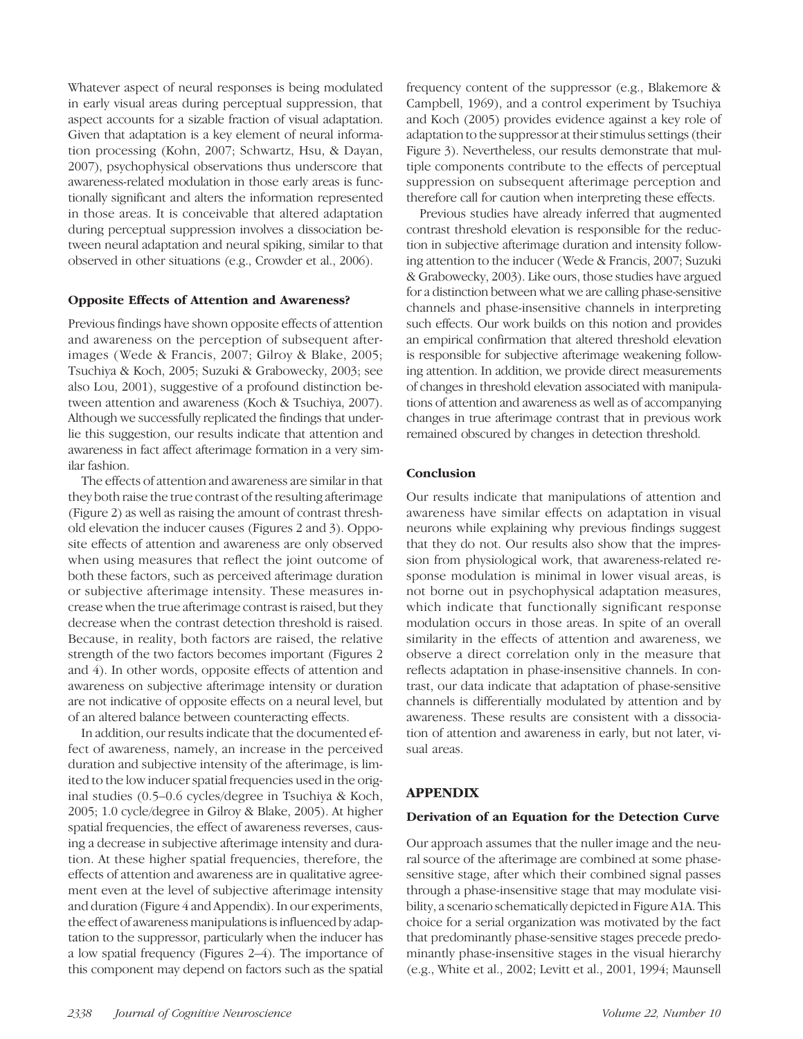Whatever aspect of neural responses is being modulated in early visual areas during perceptual suppression, that aspect accounts for a sizable fraction of visual adaptation. Given that adaptation is a key element of neural information processing (Kohn, 2007; Schwartz, Hsu, & Dayan, 2007), psychophysical observations thus underscore that awareness-related modulation in those early areas is functionally significant and alters the information represented in those areas. It is conceivable that altered adaptation during perceptual suppression involves a dissociation between neural adaptation and neural spiking, similar to that observed in other situations (e.g., Crowder et al., 2006).

### Opposite Effects of Attention and Awareness?

Previous findings have shown opposite effects of attention and awareness on the perception of subsequent afterimages (Wede & Francis, 2007; Gilroy & Blake, 2005; Tsuchiya & Koch, 2005; Suzuki & Grabowecky, 2003; see also Lou, 2001), suggestive of a profound distinction between attention and awareness (Koch & Tsuchiya, 2007). Although we successfully replicated the findings that underlie this suggestion, our results indicate that attention and awareness in fact affect afterimage formation in a very similar fashion.

The effects of attention and awareness are similar in that they both raise the true contrast of the resulting afterimage (Figure 2) as well as raising the amount of contrast threshold elevation the inducer causes (Figures 2 and 3). Opposite effects of attention and awareness are only observed when using measures that reflect the joint outcome of both these factors, such as perceived afterimage duration or subjective afterimage intensity. These measures increase when the true afterimage contrast is raised, but they decrease when the contrast detection threshold is raised. Because, in reality, both factors are raised, the relative strength of the two factors becomes important (Figures 2 and 4). In other words, opposite effects of attention and awareness on subjective afterimage intensity or duration are not indicative of opposite effects on a neural level, but of an altered balance between counteracting effects.

In addition, our results indicate that the documented effect of awareness, namely, an increase in the perceived duration and subjective intensity of the afterimage, is limited to the low inducer spatial frequencies used in the original studies (0.5–0.6 cycles/degree in Tsuchiya & Koch, 2005; 1.0 cycle/degree in Gilroy & Blake, 2005). At higher spatial frequencies, the effect of awareness reverses, causing a decrease in subjective afterimage intensity and duration. At these higher spatial frequencies, therefore, the effects of attention and awareness are in qualitative agreement even at the level of subjective afterimage intensity and duration (Figure 4 and Appendix). In our experiments, the effect of awareness manipulations is influenced by adaptation to the suppressor, particularly when the inducer has a low spatial frequency (Figures 2–4). The importance of this component may depend on factors such as the spatial frequency content of the suppressor (e.g., Blakemore & Campbell, 1969), and a control experiment by Tsuchiya and Koch (2005) provides evidence against a key role of adaptation to the suppressor at their stimulus settings (their Figure 3). Nevertheless, our results demonstrate that multiple components contribute to the effects of perceptual suppression on subsequent afterimage perception and therefore call for caution when interpreting these effects.

Previous studies have already inferred that augmented contrast threshold elevation is responsible for the reduction in subjective afterimage duration and intensity following attention to the inducer (Wede & Francis, 2007; Suzuki & Grabowecky, 2003). Like ours, those studies have argued for a distinction between what we are calling phase-sensitive channels and phase-insensitive channels in interpreting such effects. Our work builds on this notion and provides an empirical confirmation that altered threshold elevation is responsible for subjective afterimage weakening following attention. In addition, we provide direct measurements of changes in threshold elevation associated with manipulations of attention and awareness as well as of accompanying changes in true afterimage contrast that in previous work remained obscured by changes in detection threshold.

### Conclusion

Our results indicate that manipulations of attention and awareness have similar effects on adaptation in visual neurons while explaining why previous findings suggest that they do not. Our results also show that the impression from physiological work, that awareness-related response modulation is minimal in lower visual areas, is not borne out in psychophysical adaptation measures, which indicate that functionally significant response modulation occurs in those areas. In spite of an overall similarity in the effects of attention and awareness, we observe a direct correlation only in the measure that reflects adaptation in phase-insensitive channels. In contrast, our data indicate that adaptation of phase-sensitive channels is differentially modulated by attention and by awareness. These results are consistent with a dissociation of attention and awareness in early, but not later, visual areas.

## APPENDIX

### Derivation of an Equation for the Detection Curve

Our approach assumes that the nuller image and the neural source of the afterimage are combined at some phase-sensitive stage, after which their combined signal passes through a phase-insensitive stage that may modulate visibility, a scenario schematically depicted in Figure A1A. This choice for a serial organization was motivated by the fact that predominantly phase-sensitive stages precede predominantly phase-insensitive stages in the visual hierarchy (e.g., White et al., 2002; Levitt et al., 2001, 1994; Maunsell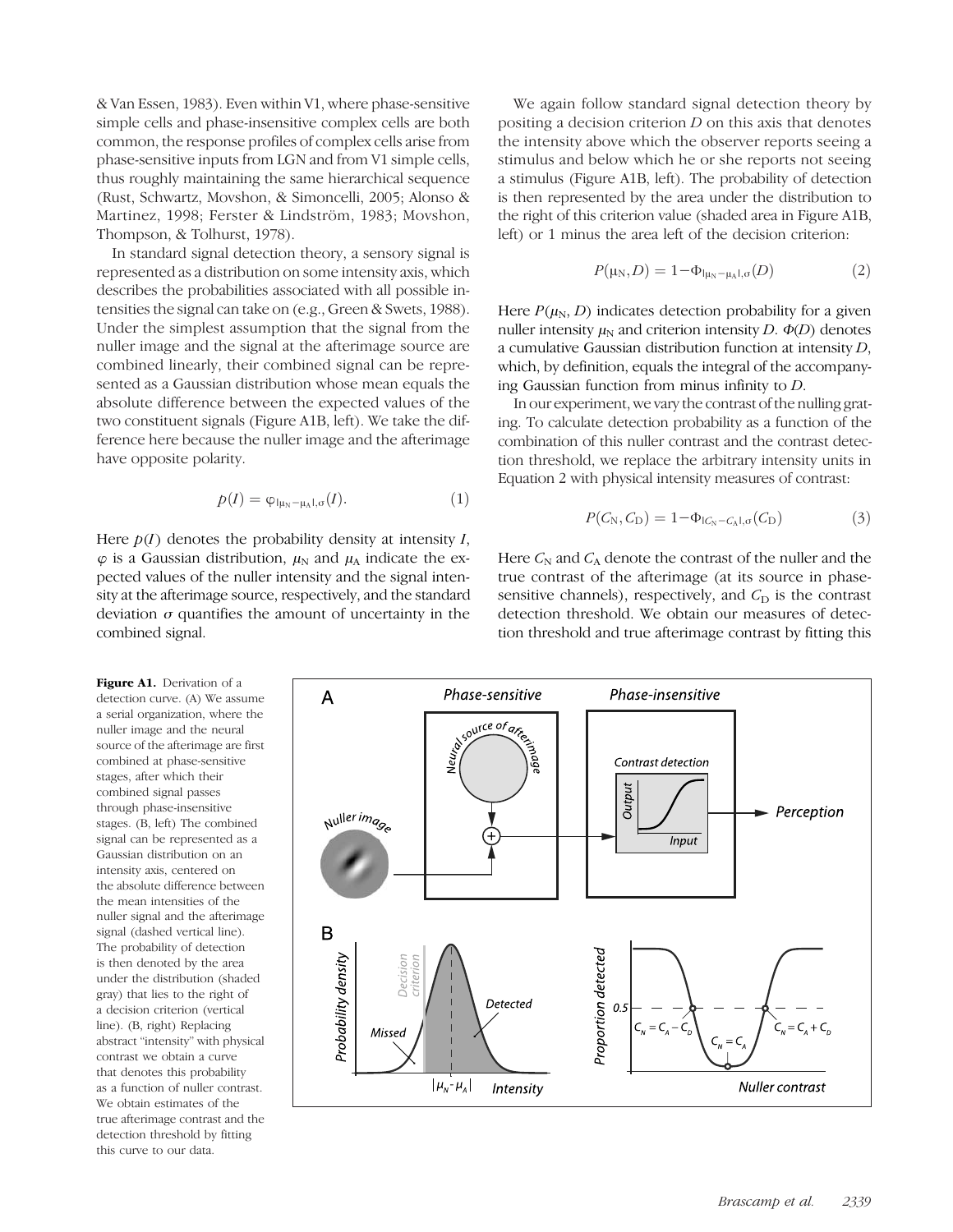& Van Essen, 1983). Even within V1, where phase-sensitive simple cells and phase-insensitive complex cells are both common, the response profiles of complex cells arise from phase-sensitive inputs from LGN and from V1 simple cells, thus roughly maintaining the same hierarchical sequence (Rust, Schwartz, Movshon, & Simoncelli, 2005; Alonso & Martinez, 1998; Ferster & Lindström, 1983; Movshon, Thompson, & Tolhurst, 1978).

In standard signal detection theory, a sensory signal is represented as a distribution on some intensity axis, which describes the probabilities associated with all possible intensities the signal can take on (e.g., Green & Swets, 1988). Under the simplest assumption that the signal from the nuller image and the signal at the afterimage source are combined linearly, their combined signal can be represented as a Gaussian distribution whose mean equals the absolute difference between the expected values of the two constituent signals (Figure A1B, left). We take the difference here because the nuller image and the afterimage have opposite polarity.

$$p(I) = \varphi_{|\mu_N - \mu_A|, \sigma}(I). \tag{1}$$

Here $p(I)$ denotes the probability density at intensity $I$, $\varphi$ is a Gaussian distribution, $\mu_N$ and $\mu_A$ indicate the expected values of the nuller intensity and the signal intensity at the afterimage source, respectively, and the standard deviation $\sigma$ quantifies the amount of uncertainty in the combined signal.

We again follow standard signal detection theory by positing a decision criterion $D$ on this axis that denotes the intensity above which the observer reports seeing a stimulus and below which he or she reports not seeing a stimulus (Figure A1B, left). The probability of detection is then represented by the area under the distribution to the right of this criterion value (shaded area in Figure A1B, left) or 1 minus the area left of the decision criterion:

$$P(\mu_N, D) = 1 - \Phi_{|\mu_N - \mu_A|, \sigma}(D) \tag{2}$$

Here $P(\mu_N, D)$ indicates detection probability for a given nuller intensity $\mu_N$ and criterion intensity $D$. $\Phi(D)$ denotes a cumulative Gaussian distribution function at intensity $D$, which, by definition, equals the integral of the accompanying Gaussian function from minus infinity to $D$.

In our experiment, we vary the contrast of the nulling grating. To calculate detection probability as a function of the combination of this nuller contrast and the contrast detection threshold, we replace the arbitrary intensity units in Equation 2 with physical intensity measures of contrast:

$$P(C_N, C_D) = 1 - \Phi_{|C_N - C_A|, \sigma}(C_D) \tag{3}$$

Here $C_N$ and $C_A$ denote the contrast of the nuller and the true contrast of the afterimage (at its source in phase-sensitive channels), respectively, and $C_D$ is the contrast detection threshold. We obtain our measures of detection threshold and true afterimage contrast by fitting this

**Figure A1.** Derivation of a detection curve. (A) We assume a serial organization, where the nuller image and the neural source of the afterimage are first combined at phase-sensitive stages, after which their combined signal passes through phase-insensitive stages. (B, left) The combined signal can be represented as a Gaussian distribution on an intensity axis, centered on the absolute difference between the mean intensities of the nuller signal and the afterimage signal (dashed vertical line). The probability of detection is then denoted by the area under the distribution (shaded gray) that lies to the right of a decision criterion (vertical line). (B, right) Replacing abstract "intensity" with physical contrast we obtain a curve that denotes this probability as a function of nuller contrast. We obtain estimates of the true afterimage contrast and the detection threshold by fitting this curve to our data.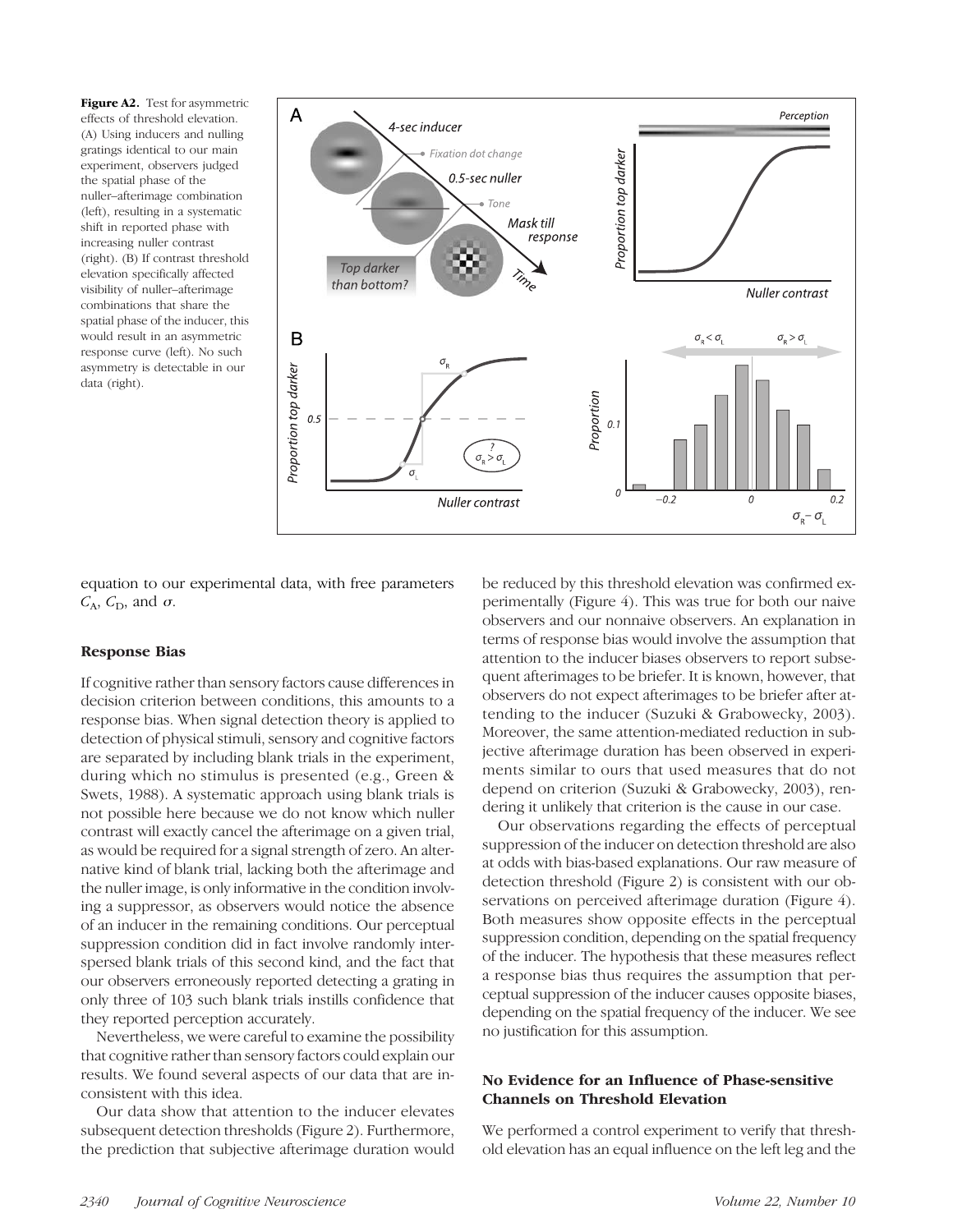**Figure A2.** Test for asymmetric effects of threshold elevation. (A) Using inducers and nulling gratings identical to our main experiment, observers judged the spatial phase of the nuller–afterimage combination (left), resulting in a systematic shift in reported phase with increasing nuller contrast (right). (B) If contrast threshold elevation specifically affected visibility of nuller–afterimage combinations that share the spatial phase of the inducer, this would result in an asymmetric response curve (left). No such asymmetry is detectable in our data (right).

equation to our experimental data, with free parameters $C_A$, $C_D$, and $\sigma$.

### Response Bias

If cognitive rather than sensory factors cause differences in decision criterion between conditions, this amounts to a response bias. When signal detection theory is applied to detection of physical stimuli, sensory and cognitive factors are separated by including blank trials in the experiment, during which no stimulus is presented (e.g., Green & Swets, 1988). A systematic approach using blank trials is not possible here because we do not know which nuller contrast will exactly cancel the afterimage on a given trial, as would be required for a signal strength of zero. An alternative kind of blank trial, lacking both the afterimage and the nuller image, is only informative in the condition involving a suppressor, as observers would notice the absence of an inducer in the remaining conditions. Our perceptual suppression condition did in fact involve randomly interspersed blank trials of this second kind, and the fact that our observers erroneously reported detecting a grating in only three of 103 such blank trials instills confidence that they reported perception accurately.

Nevertheless, we were careful to examine the possibility that cognitive rather than sensory factors could explain our results. We found several aspects of our data that are inconsistent with this idea.

Our data show that attention to the inducer elevates subsequent detection thresholds (Figure 2). Furthermore, the prediction that subjective afterimage duration would be reduced by this threshold elevation was confirmed experimentally (Figure 4). This was true for both our naive observers and our nonnaive observers. An explanation in terms of response bias would involve the assumption that attention to the inducer biases observers to report subsequent afterimages to be briefer. It is known, however, that observers do not expect afterimages to be briefer after attending to the inducer (Suzuki & Grabowecky, 2003). Moreover, the same attention-mediated reduction in subjective afterimage duration has been observed in experiments similar to ours that used measures that do not depend on criterion (Suzuki & Grabowecky, 2003), rendering it unlikely that criterion is the cause in our case.

Our observations regarding the effects of perceptual suppression of the inducer on detection threshold are also at odds with bias-based explanations. Our raw measure of detection threshold (Figure 2) is consistent with our observations on perceived afterimage duration (Figure 4). Both measures show opposite effects in the perceptual suppression condition, depending on the spatial frequency of the inducer. The hypothesis that these measures reflect a response bias thus requires the assumption that perceptual suppression of the inducer causes opposite biases, depending on the spatial frequency of the inducer. We see no justification for this assumption.

### No Evidence for an Influence of Phase-sensitive Channels on Threshold Elevation

We performed a control experiment to verify that threshold elevation has an equal influence on the left leg and the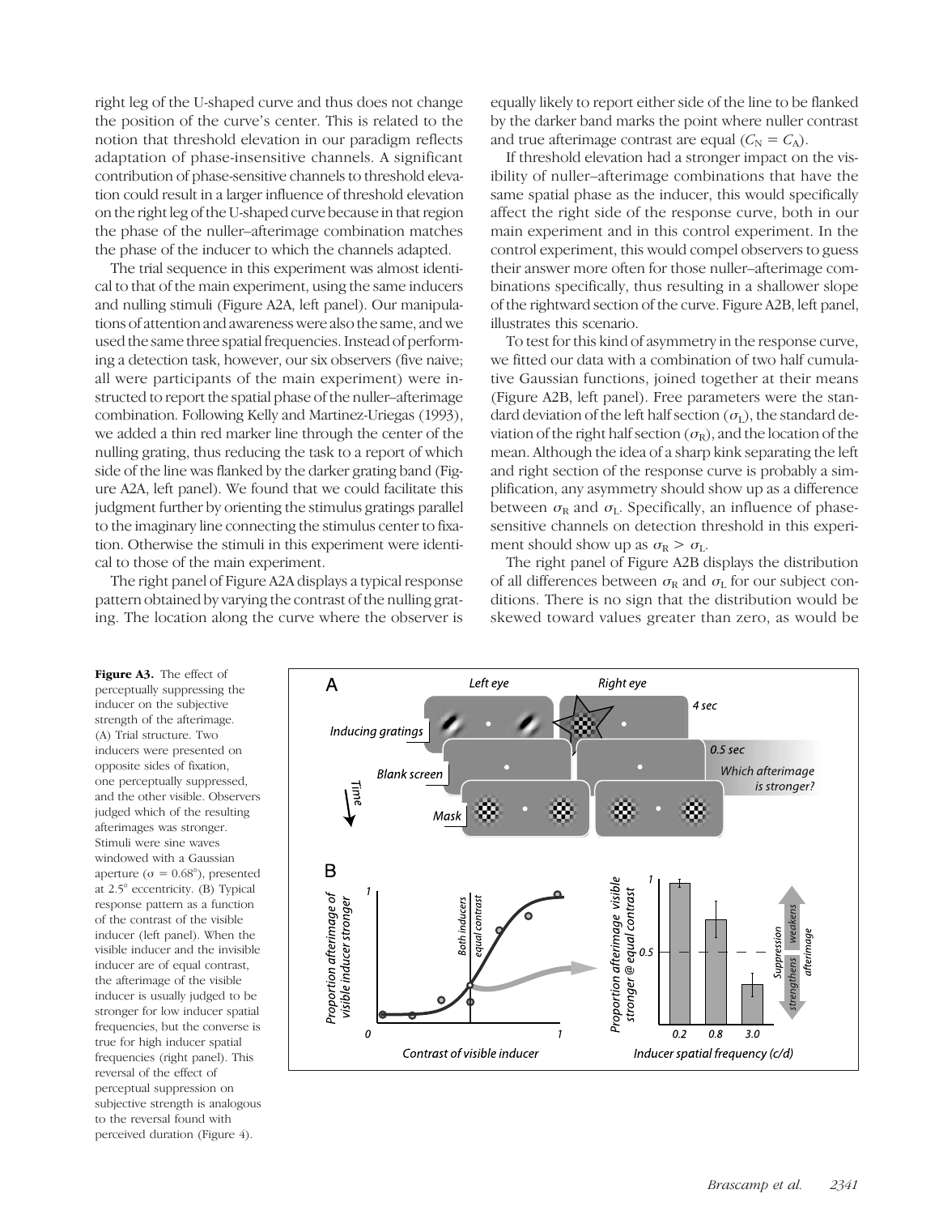right leg of the U-shaped curve and thus does not change the position of the curve's center. This is related to the notion that threshold elevation in our paradigm reflects adaptation of phase-insensitive channels. A significant contribution of phase-sensitive channels to threshold elevation could result in a larger influence of threshold elevation on the right leg of the U-shaped curve because in that region the phase of the nuller–afterimage combination matches the phase of the inducer to which the channels adapted.

The trial sequence in this experiment was almost identical to that of the main experiment, using the same inducers and nulling stimuli (Figure A2A, left panel). Our manipulations of attention and awareness were also the same, and we used the same three spatial frequencies. Instead of performing a detection task, however, our six observers (five naive; all were participants of the main experiment) were instructed to report the spatial phase of the nuller–afterimage combination. Following Kelly and Martinez-Uriegas (1993), we added a thin red marker line through the center of the nulling grating, thus reducing the task to a report of which side of the line was flanked by the darker grating band (Figure A2A, left panel). We found that we could facilitate this judgment further by orienting the stimulus gratings parallel to the imaginary line connecting the stimulus center to fixation. Otherwise the stimuli in this experiment were identical to those of the main experiment.

The right panel of Figure A2A displays a typical response pattern obtained by varying the contrast of the nulling grating. The location along the curve where the observer is equally likely to report either side of the line to be flanked by the darker band marks the point where nuller contrast and true afterimage contrast are equal ($C_N = C_A$).

If threshold elevation had a stronger impact on the visibility of nuller–afterimage combinations that have the same spatial phase as the inducer, this would specifically affect the right side of the response curve, both in our main experiment and in this control experiment. In the control experiment, this would compel observers to guess their answer more often for those nuller–afterimage combinations specifically, thus resulting in a shallower slope of the rightward section of the curve. Figure A2B, left panel, illustrates this scenario.

To test for this kind of asymmetry in the response curve, we fitted our data with a combination of two half cumulative Gaussian functions, joined together at their means (Figure A2B, left panel). Free parameters were the standard deviation of the left half section ($\sigma_L$), the standard deviation of the right half section ($\sigma_R$), and the location of the mean. Although the idea of a sharp kink separating the left and right section of the response curve is probably a simplification, any asymmetry should show up as a difference between $\sigma_R$ and $\sigma_L$. Specifically, an influence of phase-sensitive channels on detection threshold in this experiment should show up as $\sigma_R > \sigma_L$.

The right panel of Figure A2B displays the distribution of all differences between $\sigma_R$ and $\sigma_L$ for our subject conditions. There is no sign that the distribution would be skewed toward values greater than zero, as would be

A
Left eye
Right eye
4 sec
Inducing gratings
0.5 sec
Blank screen
Which afterimage is stronger?
Time
Mask

B
Proportion afterimage of visible inducer stronger
1
0
Both inducers equal contrast
Contrast of visible inducer
1
Proportion afterimage visible stronger @ equal contrast
1
0.5
0.2
0.8
3.0
Inducer spatial frequency (c/d)
Suppression
weakens afterimage
strengthens

**Figure A3.** The effect of perceptually suppressing the inducer on the subjective strength of the afterimage. (A) Trial structure. Two inducers were presented on opposite sides of fixation, one perceptually suppressed, and the other visible. Observers judged which of the resulting afterimages was stronger. Stimuli were sine waves windowed with a Gaussian aperture ($\sigma = 0.68°$), presented at 2.5° eccentricity. (B) Typical response pattern as a function of the contrast of the visible inducer (left panel). When the visible inducer and the invisible inducer are of equal contrast, the afterimage of the visible inducer is usually judged to be stronger for low inducer spatial frequencies, but the converse is true for high inducer spatial frequencies (right panel). This reversal of the effect of perceptual suppression on subjective strength is analogous to the reversal found with perceived duration (Figure 4).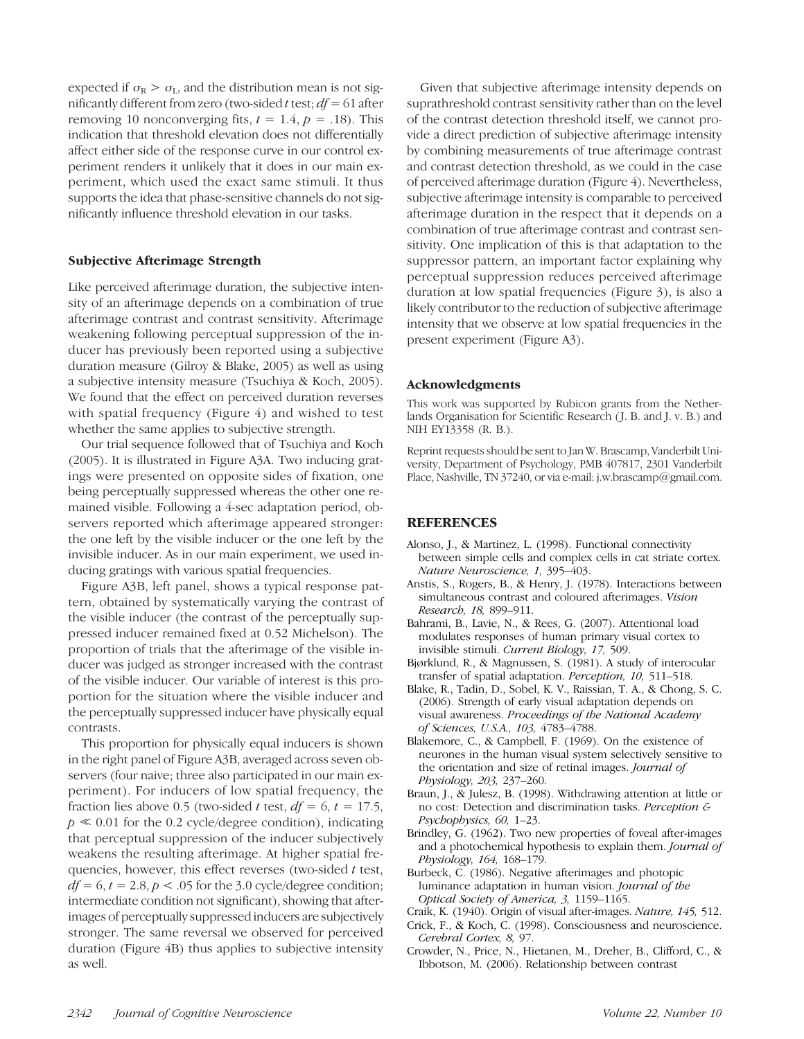expected if $\sigma_R > \sigma_L$, and the distribution mean is not significantly different from zero (two-sided *t* test; $df = 61$ after removing 10 nonconverging fits, $t = 1.4$, $p = .18$). This indication that threshold elevation does not differentially affect either side of the response curve in our control experiment renders it unlikely that it does in our main experiment, which used the exact same stimuli. It thus supports the idea that phase-sensitive channels do not significantly influence threshold elevation in our tasks.

### Subjective Afterimage Strength

Like perceived afterimage duration, the subjective intensity of an afterimage depends on a combination of true afterimage contrast and contrast sensitivity. Afterimage weakening following perceptual suppression of the inducer has previously been reported using a subjective duration measure (Gilroy & Blake, 2005) as well as using a subjective intensity measure (Tsuchiya & Koch, 2005). We found that the effect on perceived duration reverses with spatial frequency (Figure 4) and wished to test whether the same applies to subjective strength.

Our trial sequence followed that of Tsuchiya and Koch (2005). It is illustrated in Figure A3A. Two inducing gratings were presented on opposite sides of fixation, one being perceptually suppressed whereas the other one remained visible. Following a 4-sec adaptation period, observers reported which afterimage appeared stronger: the one left by the visible inducer or the one left by the invisible inducer. As in our main experiment, we used inducing gratings with various spatial frequencies.

Figure A3B, left panel, shows a typical response pattern, obtained by systematically varying the contrast of the visible inducer (the contrast of the perceptually suppressed inducer remained fixed at 0.52 Michelson). The proportion of trials that the afterimage of the visible inducer was judged as stronger increased with the contrast of the visible inducer. Our variable of interest is this proportion for the situation where the visible inducer and the perceptually suppressed inducer have physically equal contrasts.

This proportion for physically equal inducers is shown in the right panel of Figure A3B, averaged across seven observers (four naive; three also participated in our main experiment). For inducers of low spatial frequency, the fraction lies above 0.5 (two-sided *t* test, $df = 6$, $t = 17.5$, $p \ll 0.01$ for the 0.2 cycle/degree condition), indicating that perceptual suppression of the inducer subjectively weakens the resulting afterimage. At higher spatial frequencies, however, this effect reverses (two-sided *t* test, $df = 6$, $t = 2.8$, $p < .05$ for the 3.0 cycle/degree condition; intermediate condition not significant), showing that afterimages of perceptually suppressed inducers are subjectively stronger. The same reversal we observed for perceived duration (Figure 4B) thus applies to subjective intensity as well.

Given that subjective afterimage intensity depends on suprathreshold contrast sensitivity rather than on the level of the contrast detection threshold itself, we cannot provide a direct prediction of subjective afterimage intensity by combining measurements of true afterimage contrast and contrast detection threshold, as we could in the case of perceived afterimage duration (Figure 4). Nevertheless, subjective afterimage intensity is comparable to perceived afterimage duration in the respect that it depends on a combination of true afterimage contrast and contrast sensitivity. One implication of this is that adaptation to the suppressor pattern, an important factor explaining why perceptual suppression reduces perceived afterimage duration at low spatial frequencies (Figure 3), is also a likely contributor to the reduction of subjective afterimage intensity that we observe at low spatial frequencies in the present experiment (Figure A3).

### Acknowledgments

This work was supported by Rubicon grants from the Netherlands Organisation for Scientific Research (J. B. and J. v. B.) and NIH EY13358 (R. B.).

Reprint requests should be sent to Jan W. Brascamp, Vanderbilt University, Department of Psychology, PMB 407817, 2301 Vanderbilt Place, Nashville, TN 37240, or via e-mail: j.w.brascamp@gmail.com.

## REFERENCES

Alonso, J., & Martinez, L. (1998). Functional connectivity between simple cells and complex cells in cat striate cortex. *Nature Neuroscience, 1,* 395–403.

Anstis, S., Rogers, B., & Henry, J. (1978). Interactions between simultaneous contrast and coloured afterimages. *Vision Research, 18,* 899–911.

Bahrami, B., Lavie, N., & Rees, G. (2007). Attentional load modulates responses of human primary visual cortex to invisible stimuli. *Current Biology, 17,* 509.

Bjørklund, R., & Magnussen, S. (1981). A study of interocular transfer of spatial adaptation. *Perception, 10,* 511–518.

Blake, R., Tadin, D., Sobel, K. V., Raissian, T. A., & Chong, S. C. (2006). Strength of early visual adaptation depends on visual awareness. *Proceedings of the National Academy of Sciences, U.S.A., 103,* 4783–4788.

Blakemore, C., & Campbell, F. (1969). On the existence of neurones in the human visual system selectively sensitive to the orientation and size of retinal images. *Journal of Physiology, 203,* 237–260.

Braun, J., & Julesz, B. (1998). Withdrawing attention at little or no cost: Detection and discrimination tasks. *Perception & Psychophysics, 60,* 1–23.

Brindley, G. (1962). Two new properties of foveal after-images and a photochemical hypothesis to explain them. *Journal of Physiology, 164,* 168–179.

Burbeck, C. (1986). Negative afterimages and photopic luminance adaptation in human vision. *Journal of the Optical Society of America, 3,* 1159–1165.

Craik, K. (1940). Origin of visual after-images. *Nature, 145,* 512.

Crick, F., & Koch, C. (1998). Consciousness and neuroscience. *Cerebral Cortex, 8,* 97.

Crowder, N., Price, N., Hietanen, M., Dreher, B., Clifford, C., & Ibbotson, M. (2006). Relationship between contrast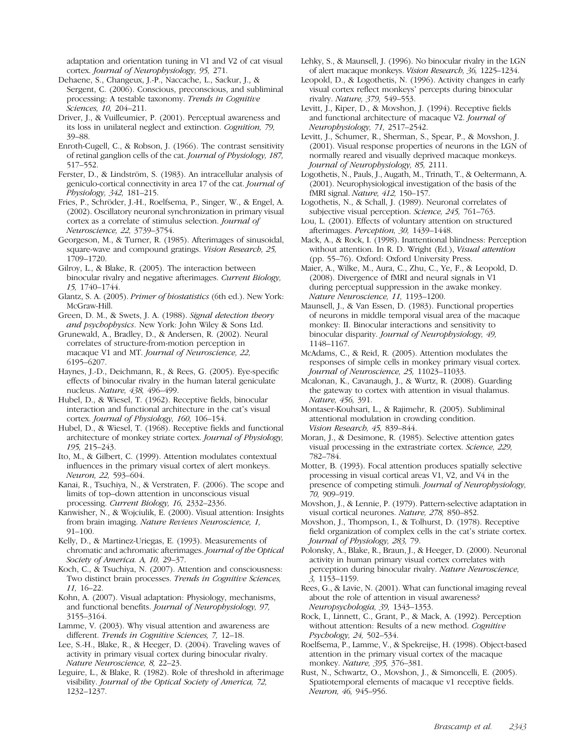adaptation and orientation tuning in V1 and V2 of cat visual cortex. *Journal of Neurophysiology, 95,* 271.

Dehaene, S., Changeux, J.-P., Naccache, L., Sackur, J., & Sergent, C. (2006). Conscious, preconscious, and subliminal processing: A testable taxonomy. *Trends in Cognitive Sciences, 10,* 204–211.

Driver, J., & Vuilleumier, P. (2001). Perceptual awareness and its loss in unilateral neglect and extinction. *Cognition, 79,* 39–88.

Enroth-Cugell, C., & Robson, J. (1966). The contrast sensitivity of retinal ganglion cells of the cat. *Journal of Physiology, 187,* 517–552.

Ferster, D., & Lindström, S. (1983). An intracellular analysis of geniculo-cortical connectivity in area 17 of the cat. *Journal of Physiology, 342,* 181–215.

Fries, P., Schröder, J.-H., Roelfsema, P., Singer, W., & Engel, A. (2002). Oscillatory neuronal synchronization in primary visual cortex as a correlate of stimulus selection. *Journal of Neuroscience, 22,* 3739–3754.

Georgeson, M., & Turner, R. (1985). Afterimages of sinusoidal, square-wave and compound gratings. *Vision Research, 25,* 1709–1720.

Gilroy, L., & Blake, R. (2005). The interaction between binocular rivalry and negative afterimages. *Current Biology, 15,* 1740–1744.

Glantz, S. A. (2005). *Primer of biostatistics* (6th ed.). New York: McGraw-Hill.

Green, D. M., & Swets, J. A. (1988). *Signal detection theory and psychophysics*. New York: John Wiley & Sons Ltd.

Grunewald, A., Bradley, D., & Andersen, R. (2002). Neural correlates of structure-from-motion perception in macaque V1 and MT. *Journal of Neuroscience, 22,* 6195–6207.

Haynes, J.-D., Deichmann, R., & Rees, G. (2005). Eye-specific effects of binocular rivalry in the human lateral geniculate nucleus. *Nature, 438,* 496–499.

Hubel, D., & Wiesel, T. (1962). Receptive fields, binocular interaction and functional architecture in the cat's visual cortex. *Journal of Physiology, 160,* 106–154.

Hubel, D., & Wiesel, T. (1968). Receptive fields and functional architecture of monkey striate cortex. *Journal of Physiology, 195,* 215–243.

Ito, M., & Gilbert, C. (1999). Attention modulates contextual influences in the primary visual cortex of alert monkeys. *Neuron, 22,* 593–604.

Kanai, R., Tsuchiya, N., & Verstraten, F. (2006). The scope and limits of top–down attention in unconscious visual processing. *Current Biology, 16,* 2332–2336.

Kanwisher, N., & Wojciulik, E. (2000). Visual attention: Insights from brain imaging. *Nature Reviews Neuroscience, 1,* 91–100.

Kelly, D., & Martinez-Uriegas, E. (1993). Measurements of chromatic and achromatic afterimages. *Journal of the Optical Society of America. A, 10,* 29–37.

Koch, C., & Tsuchiya, N. (2007). Attention and consciousness: Two distinct brain processes. *Trends in Cognitive Sciences, 11,* 16–22.

Kohn, A. (2007). Visual adaptation: Physiology, mechanisms, and functional benefits. *Journal of Neurophysiology, 97,* 3155–3164.

Lamme, V. (2003). Why visual attention and awareness are different. *Trends in Cognitive Sciences, 7,* 12–18.

Lee, S.-H., Blake, R., & Heeger, D. (2004). Traveling waves of activity in primary visual cortex during binocular rivalry. *Nature Neuroscience, 8,* 22–23.

Leguire, L., & Blake, R. (1982). Role of threshold in afterimage visibility. *Journal of the Optical Society of America, 72,* 1232–1237.

Lehky, S., & Maunsell, J. (1996). No binocular rivalry in the LGN of alert macaque monkeys. *Vision Research, 36,* 1225–1234.

Leopold, D., & Logothetis, N. (1996). Activity changes in early visual cortex reflect monkeys' percepts during binocular rivalry. *Nature, 379,* 549–553.

Levitt, J., Kiper, D., & Movshon, J. (1994). Receptive fields and functional architecture of macaque V2. *Journal of Neurophysiology, 71,* 2517–2542.

Levitt, J., Schumer, R., Sherman, S., Spear, P., & Movshon, J. (2001). Visual response properties of neurons in the LGN of normally reared and visually deprived macaque monkeys. *Journal of Neurophysiology, 85,* 2111.

Logothetis, N., Pauls, J., Augath, M., Trinath, T., & Oeltermann, A. (2001). Neurophysiological investigation of the basis of the fMRI signal. *Nature, 412,* 150–157.

Logothetis, N., & Schall, J. (1989). Neuronal correlates of subjective visual perception. *Science, 245,* 761–763.

Lou, L. (2001). Effects of voluntary attention on structured afterimages. *Perception, 30,* 1439–1448.

Mack, A., & Rock, I. (1998). Inattentional blindness: Perception without attention. In R. D. Wright (Ed.), *Visual attention* (pp. 55–76). Oxford: Oxford University Press.

Maier, A., Wilke, M., Aura, C., Zhu, C., Ye, F., & Leopold, D. (2008). Divergence of fMRI and neural signals in V1 during perceptual suppression in the awake monkey. *Nature Neuroscience, 11,* 1193–1200.

Maunsell, J., & Van Essen, D. (1983). Functional properties of neurons in middle temporal visual area of the macaque monkey: II. Binocular interactions and sensitivity to binocular disparity. *Journal of Neurophysiology, 49,* 1148–1167.

McAdams, C., & Reid, R. (2005). Attention modulates the responses of simple cells in monkey primary visual cortex. *Journal of Neuroscience, 25,* 11023–11033.

Mcalonan, K., Cavanaugh, J., & Wurtz, R. (2008). Guarding the gateway to cortex with attention in visual thalamus. *Nature, 456,* 391.

Montaser-Kouhsari, L., & Rajimehr, R. (2005). Subliminal attentional modulation in crowding condition. *Vision Research, 45,* 839–844.

Moran, J., & Desimone, R. (1985). Selective attention gates visual processing in the extrastriate cortex. *Science, 229,* 782–784.

Motter, B. (1993). Focal attention produces spatially selective processing in visual cortical areas V1, V2, and V4 in the presence of competing stimuli. *Journal of Neurophysiology, 70,* 909–919.

Movshon, J., & Lennie, P. (1979). Pattern-selective adaptation in visual cortical neurones. *Nature, 278,* 850–852.

Movshon, J., Thompson, I., & Tolhurst, D. (1978). Receptive field organization of complex cells in the cat's striate cortex. *Journal of Physiology, 283,* 79.

Polonsky, A., Blake, R., Braun, J., & Heeger, D. (2000). Neuronal activity in human primary visual cortex correlates with perception during binocular rivalry. *Nature Neuroscience, 3,* 1153–1159.

Rees, G., & Lavie, N. (2001). What can functional imaging reveal about the role of attention in visual awareness? *Neuropsychologia, 39,* 1343–1353.

Rock, I., Linnett, C., Grant, P., & Mack, A. (1992). Perception without attention: Results of a new method. *Cognitive Psychology, 24,* 502–534.

Roelfsema, P., Lamme, V., & Spekreijse, H. (1998). Object-based attention in the primary visual cortex of the macaque monkey. *Nature, 395,* 376–381.

Rust, N., Schwartz, O., Movshon, J., & Simoncelli, E. (2005). Spatiotemporal elements of macaque v1 receptive fields. *Neuron, 46,* 945–956.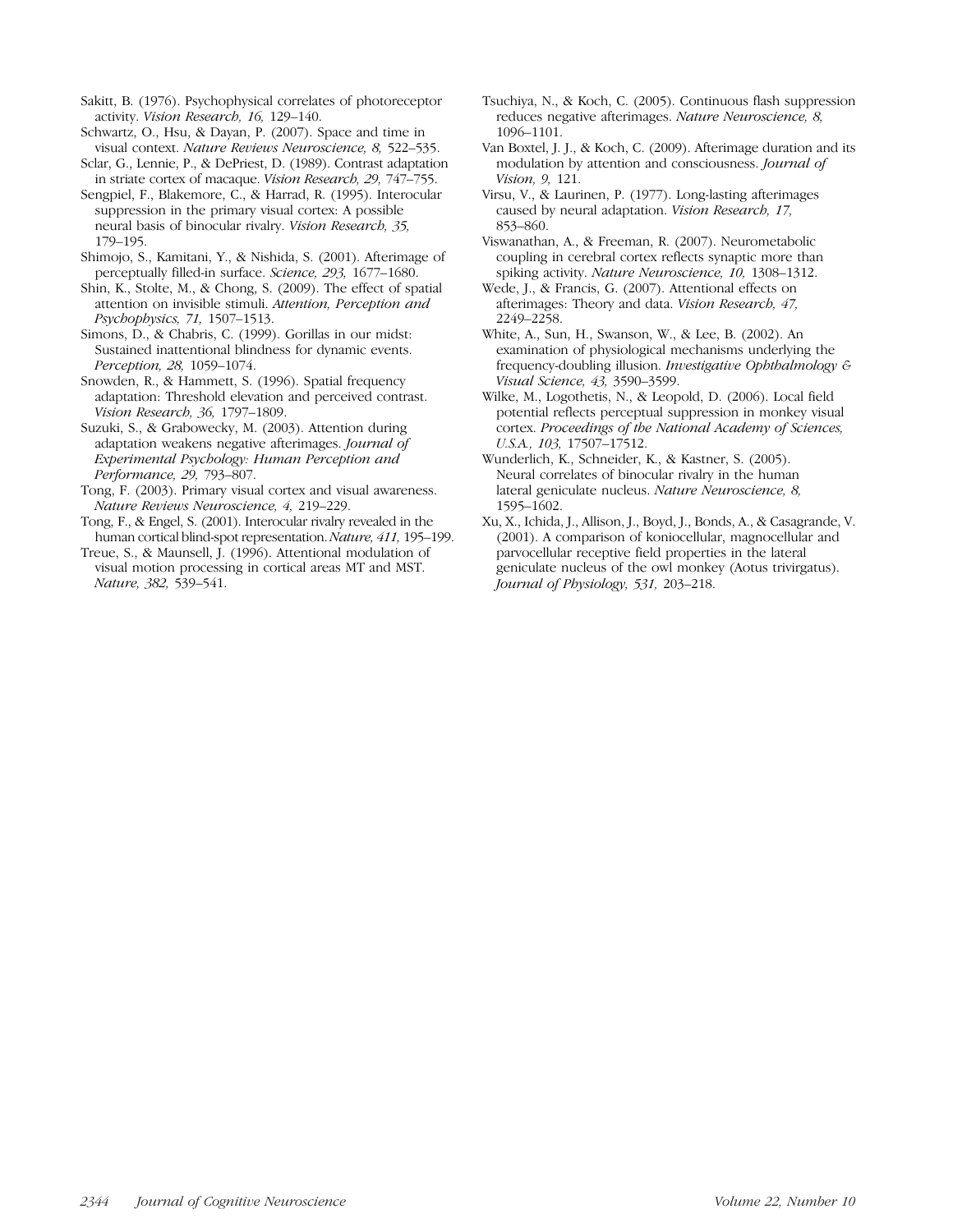Sakitt, B. (1976). Psychophysical correlates of photoreceptor activity. *Vision Research, 16,* 129–140.

Schwartz, O., Hsu, & Dayan, P. (2007). Space and time in visual context. *Nature Reviews Neuroscience, 8,* 522–535.

Sclar, G., Lennie, P., & DePriest, D. (1989). Contrast adaptation in striate cortex of macaque. *Vision Research, 29,* 747–755.

Sengpiel, F., Blakemore, C., & Harrad, R. (1995). Interocular suppression in the primary visual cortex: A possible neural basis of binocular rivalry. *Vision Research, 35,* 179–195.

Shimojo, S., Kamitani, Y., & Nishida, S. (2001). Afterimage of perceptually filled-in surface. *Science, 293,* 1677–1680.

Shin, K., Stolte, M., & Chong, S. (2009). The effect of spatial attention on invisible stimuli. *Attention, Perception and Psychophysics, 71,* 1507–1513.

Simons, D., & Chabris, C. (1999). Gorillas in our midst: Sustained inattentional blindness for dynamic events. *Perception, 28,* 1059–1074.

Snowden, R., & Hammett, S. (1996). Spatial frequency adaptation: Threshold elevation and perceived contrast. *Vision Research, 36,* 1797–1809.

Suzuki, S., & Grabowecky, M. (2003). Attention during adaptation weakens negative afterimages. *Journal of Experimental Psychology: Human Perception and Performance, 29,* 793–807.

Tong, F. (2003). Primary visual cortex and visual awareness. *Nature Reviews Neuroscience, 4,* 219–229.

Tong, F., & Engel, S. (2001). Interocular rivalry revealed in the human cortical blind-spot representation. *Nature, 411,* 195–199.

Treue, S., & Maunsell, J. (1996). Attentional modulation of visual motion processing in cortical areas MT and MST. *Nature, 382,* 539–541.

Tsuchiya, N., & Koch, C. (2005). Continuous flash suppression reduces negative afterimages. *Nature Neuroscience, 8,* 1096–1101.

Van Boxtel, J. J., & Koch, C. (2009). Afterimage duration and its modulation by attention and consciousness. *Journal of Vision, 9,* 121.

Virsu, V., & Laurinen, P. (1977). Long-lasting afterimages caused by neural adaptation. *Vision Research, 17,* 853–860.

Viswanathan, A., & Freeman, R. (2007). Neurometabolic coupling in cerebral cortex reflects synaptic more than spiking activity. *Nature Neuroscience, 10,* 1308–1312.

Wede, J., & Francis, G. (2007). Attentional effects on afterimages: Theory and data. *Vision Research, 47,* 2249–2258.

White, A., Sun, H., Swanson, W., & Lee, B. (2002). An examination of physiological mechanisms underlying the frequency-doubling illusion. *Investigative Ophthalmology & Visual Science, 43,* 3590–3599.

Wilke, M., Logothetis, N., & Leopold, D. (2006). Local field potential reflects perceptual suppression in monkey visual cortex. *Proceedings of the National Academy of Sciences, U.S.A., 103,* 17507–17512.

Wunderlich, K., Schneider, K., & Kastner, S. (2005). Neural correlates of binocular rivalry in the human lateral geniculate nucleus. *Nature Neuroscience, 8,* 1595–1602.

Xu, X., Ichida, J., Allison, J., Boyd, J., Bonds, A., & Casagrande, V. (2001). A comparison of koniocellular, magnocellular and parvocellular receptive field properties in the lateral geniculate nucleus of the owl monkey (Aotus trivirgatus). *Journal of Physiology, 531,* 203–218.